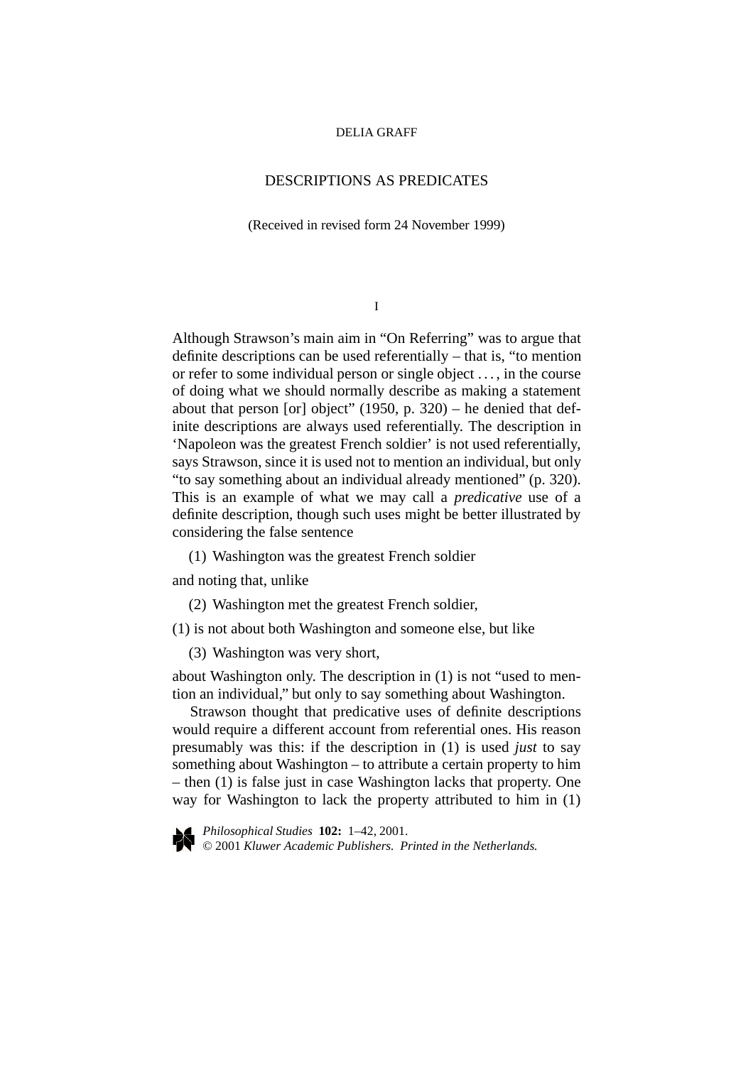DELIA GRAFF

# DESCRIPTIONS AS PREDICATES

(Received in revised form 24 November 1999)

## I

Although Strawson's main aim in "On Referring" was to argue that definite descriptions can be used referentially – that is, "to mention or refer to some individual person or single object . . . , in the course of doing what we should normally describe as making a statement about that person [or] object" (1950, p. 320) – he denied that definite descriptions are always used referentially. The description in 'Napoleon was the greatest French soldier' is not used referentially, says Strawson, since it is used not to mention an individual, but only "to say something about an individual already mentioned" (p. 320). This is an example of what we may call a *predicative* use of a definite description, though such uses might be better illustrated by considering the false sentence

(1) Washington was the greatest French soldier

and noting that, unlike

(2) Washington met the greatest French soldier,

(1) is not about both Washington and someone else, but like

(3) Washington was very short,

about Washington only. The description in (1) is not "used to mention an individual," but only to say something about Washington.

Strawson thought that predicative uses of definite descriptions would require a different account from referential ones. His reason presumably was this: if the description in (1) is used *just* to say something about Washington – to attribute a certain property to him – then (1) is false just in case Washington lacks that property. One way for Washington to lack the property attributed to him in (1)

*Philosophical Studies* **102:** 1–42, 2001.
© 2001 *Kluwer Academic Publishers. Printed in the Netherlands.*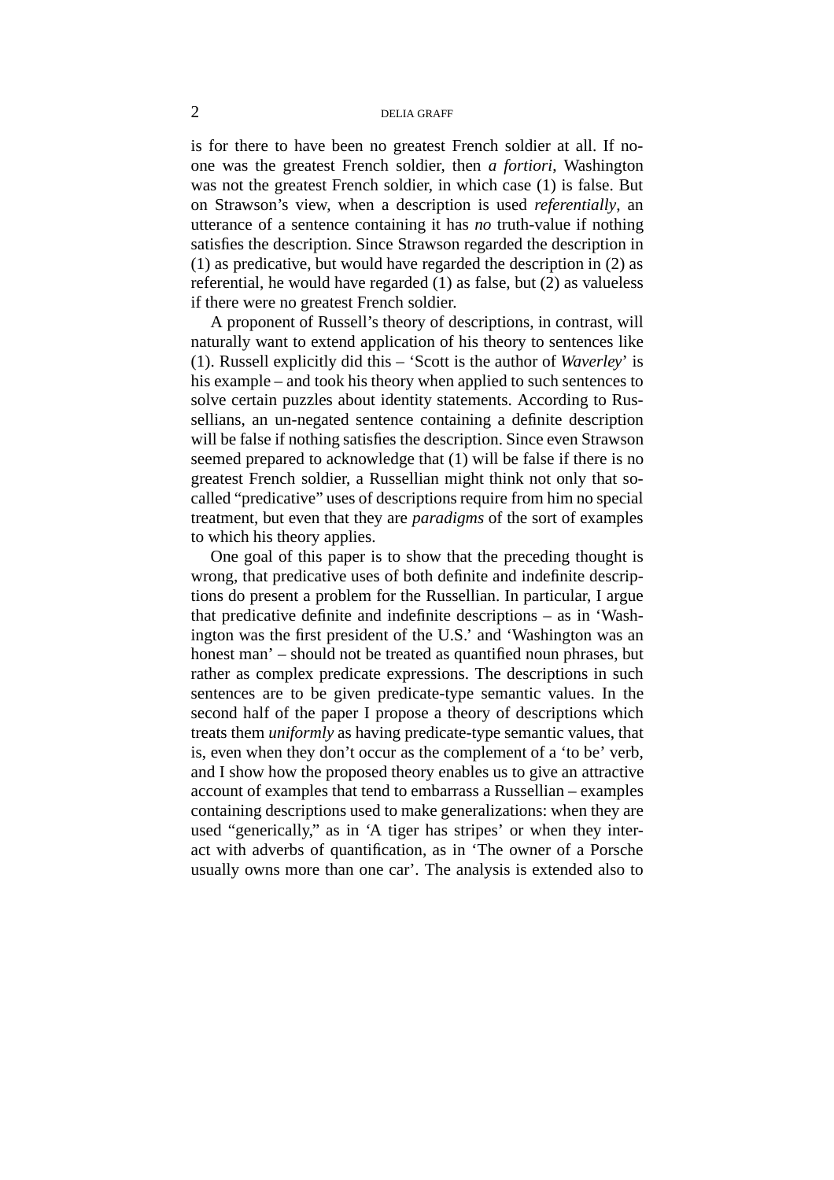is for there to have been no greatest French soldier at all. If no-one was the greatest French soldier, then *a fortiori*, Washington was not the greatest French soldier, in which case (1) is false. But on Strawson's view, when a description is used *referentially*, an utterance of a sentence containing it has *no* truth-value if nothing satisfies the description. Since Strawson regarded the description in (1) as predicative, but would have regarded the description in (2) as referential, he would have regarded (1) as false, but (2) as valueless if there were no greatest French soldier.

A proponent of Russell's theory of descriptions, in contrast, will naturally want to extend application of his theory to sentences like (1). Russell explicitly did this – 'Scott is the author of *Waverley*' is his example – and took his theory when applied to such sentences to solve certain puzzles about identity statements. According to Russellians, an un-negated sentence containing a definite description will be false if nothing satisfies the description. Since even Strawson seemed prepared to acknowledge that (1) will be false if there is no greatest French soldier, a Russellian might think not only that so-called "predicative" uses of descriptions require from him no special treatment, but even that they are *paradigms* of the sort of examples to which his theory applies.

One goal of this paper is to show that the preceding thought is wrong, that predicative uses of both definite and indefinite descriptions do present a problem for the Russellian. In particular, I argue that predicative definite and indefinite descriptions – as in 'Washington was the first president of the U.S.' and 'Washington was an honest man' – should not be treated as quantified noun phrases, but rather as complex predicate expressions. The descriptions in such sentences are to be given predicate-type semantic values. In the second half of the paper I propose a theory of descriptions which treats them *uniformly* as having predicate-type semantic values, that is, even when they don't occur as the complement of a 'to be' verb, and I show how the proposed theory enables us to give an attractive account of examples that tend to embarrass a Russellian – examples containing descriptions used to make generalizations: when they are used "generically," as in 'A tiger has stripes' or when they interact with adverbs of quantification, as in 'The owner of a Porsche usually owns more than one car'. The analysis is extended also to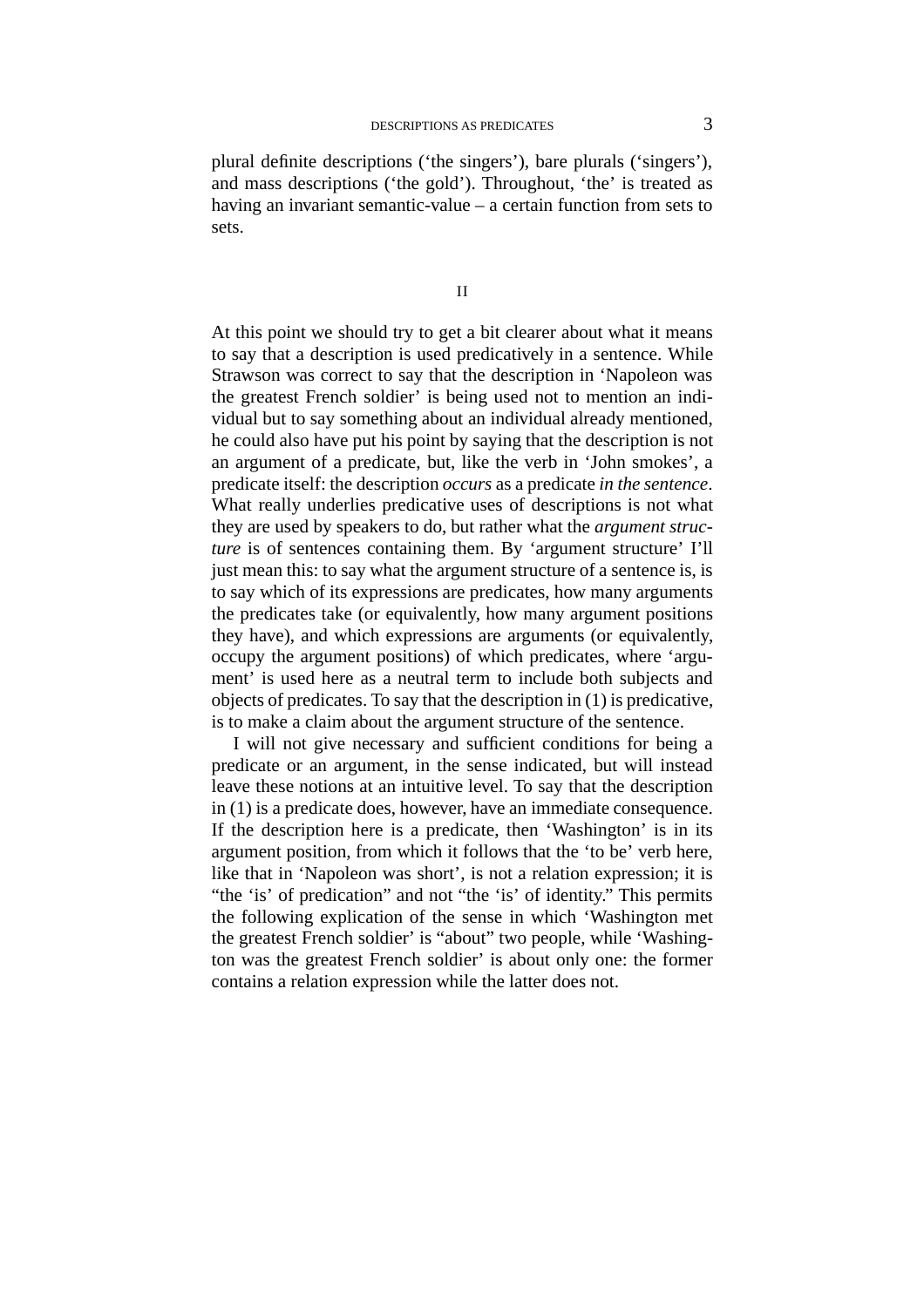plural definite descriptions ('the singers'), bare plurals ('singers'), and mass descriptions ('the gold'). Throughout, 'the' is treated as having an invariant semantic-value – a certain function from sets to sets.

## II

At this point we should try to get a bit clearer about what it means to say that a description is used predicatively in a sentence. While Strawson was correct to say that the description in 'Napoleon was the greatest French soldier' is being used not to mention an individual but to say something about an individual already mentioned, he could also have put his point by saying that the description is not an argument of a predicate, but, like the verb in 'John smokes', a predicate itself: the description *occurs* as a predicate *in the sentence*. What really underlies predicative uses of descriptions is not what they are used by speakers to do, but rather what the *argument structure* is of sentences containing them. By 'argument structure' I'll just mean this: to say what the argument structure of a sentence is, is to say which of its expressions are predicates, how many arguments the predicates take (or equivalently, how many argument positions they have), and which expressions are arguments (or equivalently, occupy the argument positions) of which predicates, where 'argument' is used here as a neutral term to include both subjects and objects of predicates. To say that the description in (1) is predicative, is to make a claim about the argument structure of the sentence.

I will not give necessary and sufficient conditions for being a predicate or an argument, in the sense indicated, but will instead leave these notions at an intuitive level. To say that the description in (1) is a predicate does, however, have an immediate consequence. If the description here is a predicate, then 'Washington' is in its argument position, from which it follows that the 'to be' verb here, like that in 'Napoleon was short', is not a relation expression; it is "the 'is' of predication" and not "the 'is' of identity." This permits the following explication of the sense in which 'Washington met the greatest French soldier' is "about" two people, while 'Washington was the greatest French soldier' is about only one: the former contains a relation expression while the latter does not.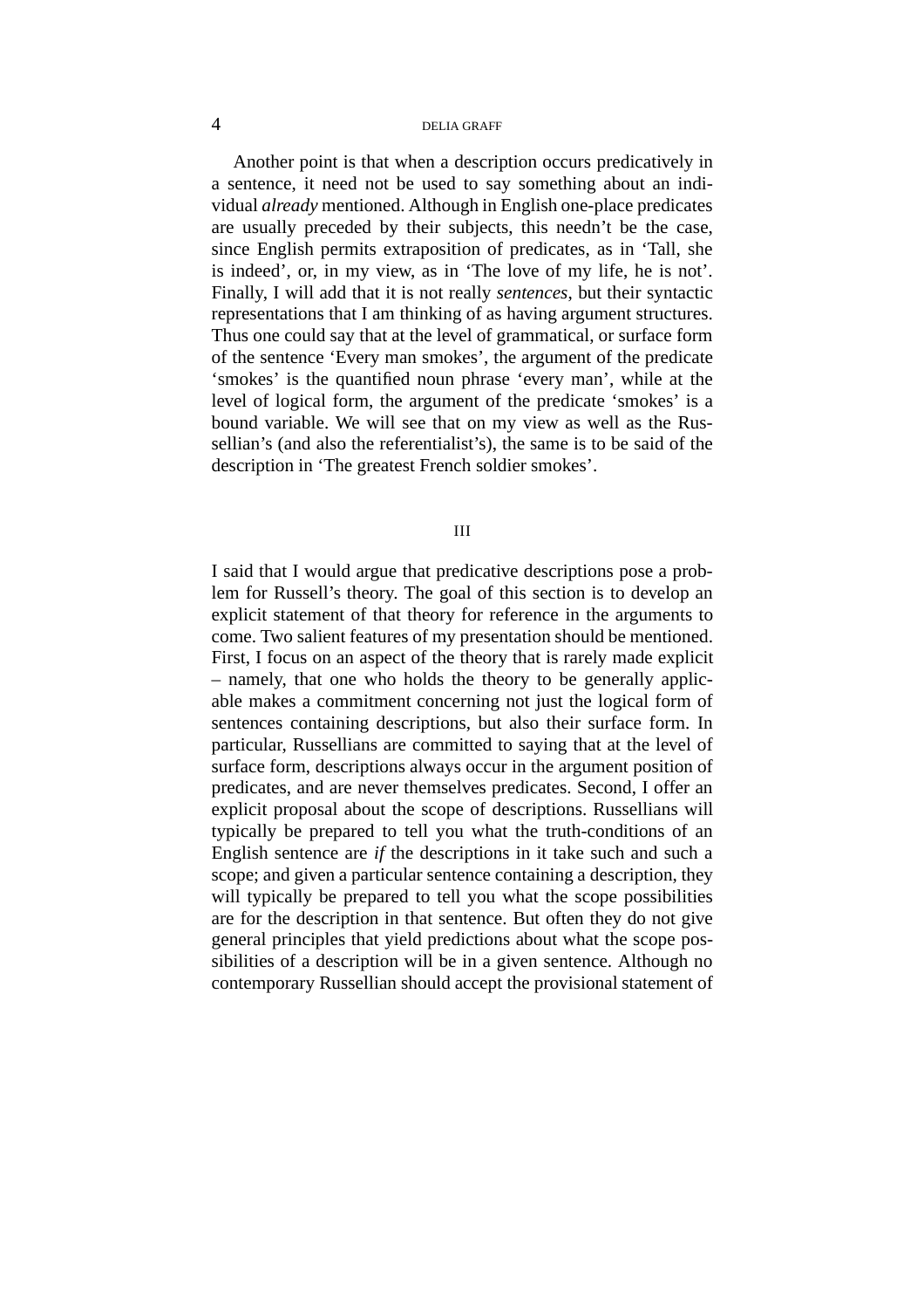Another point is that when a description occurs predicatively in a sentence, it need not be used to say something about an individual *already* mentioned. Although in English one-place predicates are usually preceded by their subjects, this needn't be the case, since English permits extraposition of predicates, as in 'Tall, she is indeed', or, in my view, as in 'The love of my life, he is not'. Finally, I will add that it is not really *sentences*, but their syntactic representations that I am thinking of as having argument structures. Thus one could say that at the level of grammatical, or surface form of the sentence 'Every man smokes', the argument of the predicate 'smokes' is the quantified noun phrase 'every man', while at the level of logical form, the argument of the predicate 'smokes' is a bound variable. We will see that on my view as well as the Russellian's (and also the referentialist's), the same is to be said of the description in 'The greatest French soldier smokes'.

## III

I said that I would argue that predicative descriptions pose a problem for Russell's theory. The goal of this section is to develop an explicit statement of that theory for reference in the arguments to come. Two salient features of my presentation should be mentioned. First, I focus on an aspect of the theory that is rarely made explicit – namely, that one who holds the theory to be generally applicable makes a commitment concerning not just the logical form of sentences containing descriptions, but also their surface form. In particular, Russellians are committed to saying that at the level of surface form, descriptions always occur in the argument position of predicates, and are never themselves predicates. Second, I offer an explicit proposal about the scope of descriptions. Russellians will typically be prepared to tell you what the truth-conditions of an English sentence are *if* the descriptions in it take such and such a scope; and given a particular sentence containing a description, they will typically be prepared to tell you what the scope possibilities are for the description in that sentence. But often they do not give general principles that yield predictions about what the scope possibilities of a description will be in a given sentence. Although no contemporary Russellian should accept the provisional statement of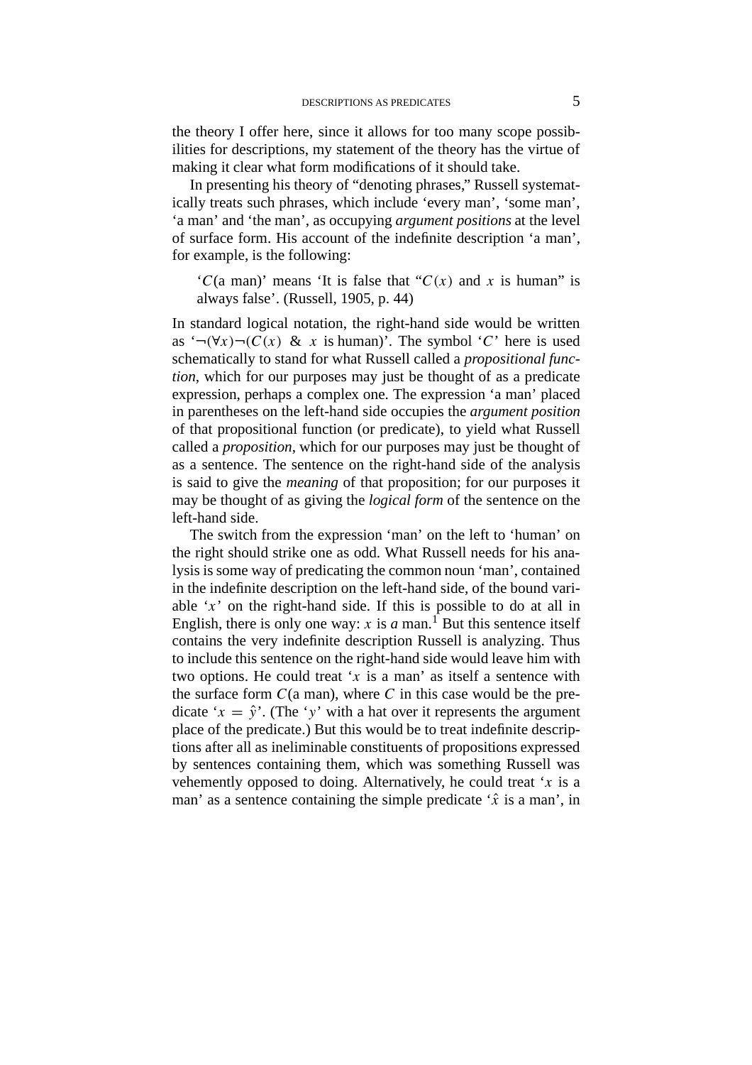the theory I offer here, since it allows for too many scope possibilities for descriptions, my statement of the theory has the virtue of making it clear what form modifications of it should take.

In presenting his theory of "denoting phrases," Russell systematically treats such phrases, which include 'every man', 'some man', 'a man' and 'the man', as occupying *argument positions* at the level of surface form. His account of the indefinite description 'a man', for example, is the following:

> '$C$(a man)' means 'It is false that "$C(x)$ and $x$ is human" is always false'. (Russell, 1905, p. 44)

In standard logical notation, the right-hand side would be written as '$\neg(\forall x)\neg(C(x)\ \&\ x$ is human)'. The symbol '$C$' here is used schematically to stand for what Russell called a *propositional function*, which for our purposes may just be thought of as a predicate expression, perhaps a complex one. The expression 'a man' placed in parentheses on the left-hand side occupies the *argument position* of that propositional function (or predicate), to yield what Russell called a *proposition*, which for our purposes may just be thought of as a sentence. The sentence on the right-hand side of the analysis is said to give the *meaning* of that proposition; for our purposes it may be thought of as giving the *logical form* of the sentence on the left-hand side.

The switch from the expression 'man' on the left to 'human' on the right should strike one as odd. What Russell needs for his analysis is some way of predicating the common noun 'man', contained in the indefinite description on the left-hand side, of the bound variable '$x$' on the right-hand side. If this is possible to do at all in English, there is only one way: $x$ is *a* man.[1] But this sentence itself contains the very indefinite description Russell is analyzing. Thus to include this sentence on the right-hand side would leave him with two options. He could treat '$x$ is a man' as itself a sentence with the surface form $C$(a man), where $C$ in this case would be the predicate '$x = \hat{y}$'. (The '$y$' with a hat over it represents the argument place of the predicate.) But this would be to treat indefinite descriptions after all as ineliminable constituents of propositions expressed by sentences containing them, which was something Russell was vehemently opposed to doing. Alternatively, he could treat '$x$ is a man' as a sentence containing the simple predicate '$\hat{x}$ is a man', in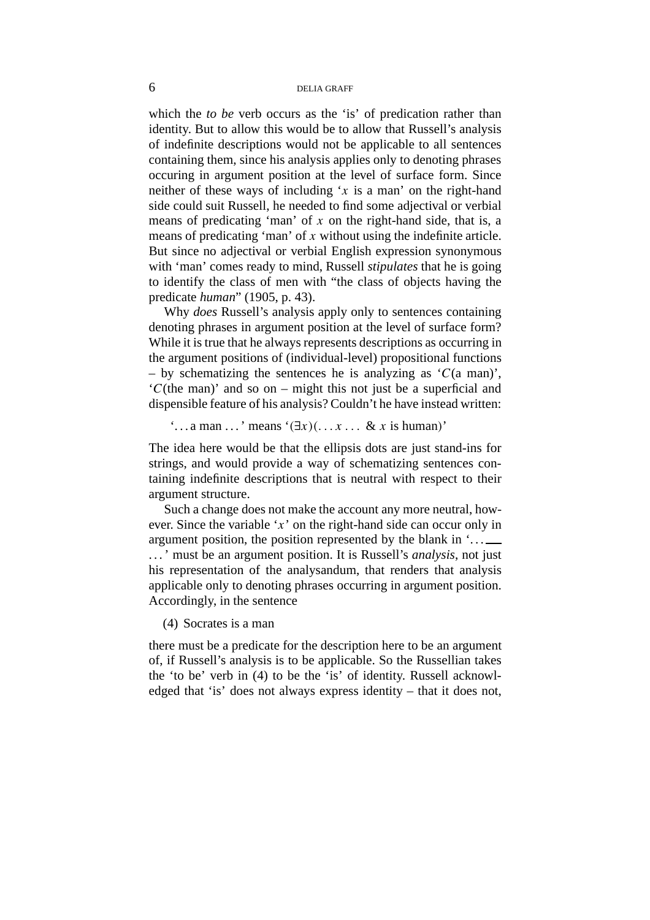which the *to be* verb occurs as the 'is' of predication rather than identity. But to allow this would be to allow that Russell's analysis of indefinite descriptions would not be applicable to all sentences containing them, since his analysis applies only to denoting phrases occuring in argument position at the level of surface form. Since neither of these ways of including '$x$ is a man' on the right-hand side could suit Russell, he needed to find some adjectival or verbial means of predicating 'man' of $x$ on the right-hand side, that is, a means of predicating 'man' of $x$ without using the indefinite article. But since no adjectival or verbial English expression synonymous with 'man' comes ready to mind, Russell *stipulates* that he is going to identify the class of men with "the class of objects having the predicate *human*" (1905, p. 43).

Why *does* Russell's analysis apply only to sentences containing denoting phrases in argument position at the level of surface form? While it is true that he always represents descriptions as occurring in the argument positions of (individual-level) propositional functions – by schematizing the sentences he is analyzing as '$C$(a man)', '$C$(the man)' and so on – might this not just be a superficial and dispensible feature of his analysis? Couldn't he have instead written:

'... a man ...' means '$(\exists x)(\ldots x \ldots \;\&\; x$ is human$)$'

The idea here would be that the ellipsis dots are just stand-ins for strings, and would provide a way of schematizing sentences containing indefinite descriptions that is neutral with respect to their argument structure.

Such a change does not make the account any more neutral, however. Since the variable '$x$' on the right-hand side can occur only in argument position, the position represented by the blank in '... ___ ...' must be an argument position. It is Russell's *analysis*, not just his representation of the analysandum, that renders that analysis applicable only to denoting phrases occurring in argument position. Accordingly, in the sentence

(4) Socrates is a man

there must be a predicate for the description here to be an argument of, if Russell's analysis is to be applicable. So the Russellian takes the 'to be' verb in (4) to be the 'is' of identity. Russell acknowledged that 'is' does not always express identity – that it does not,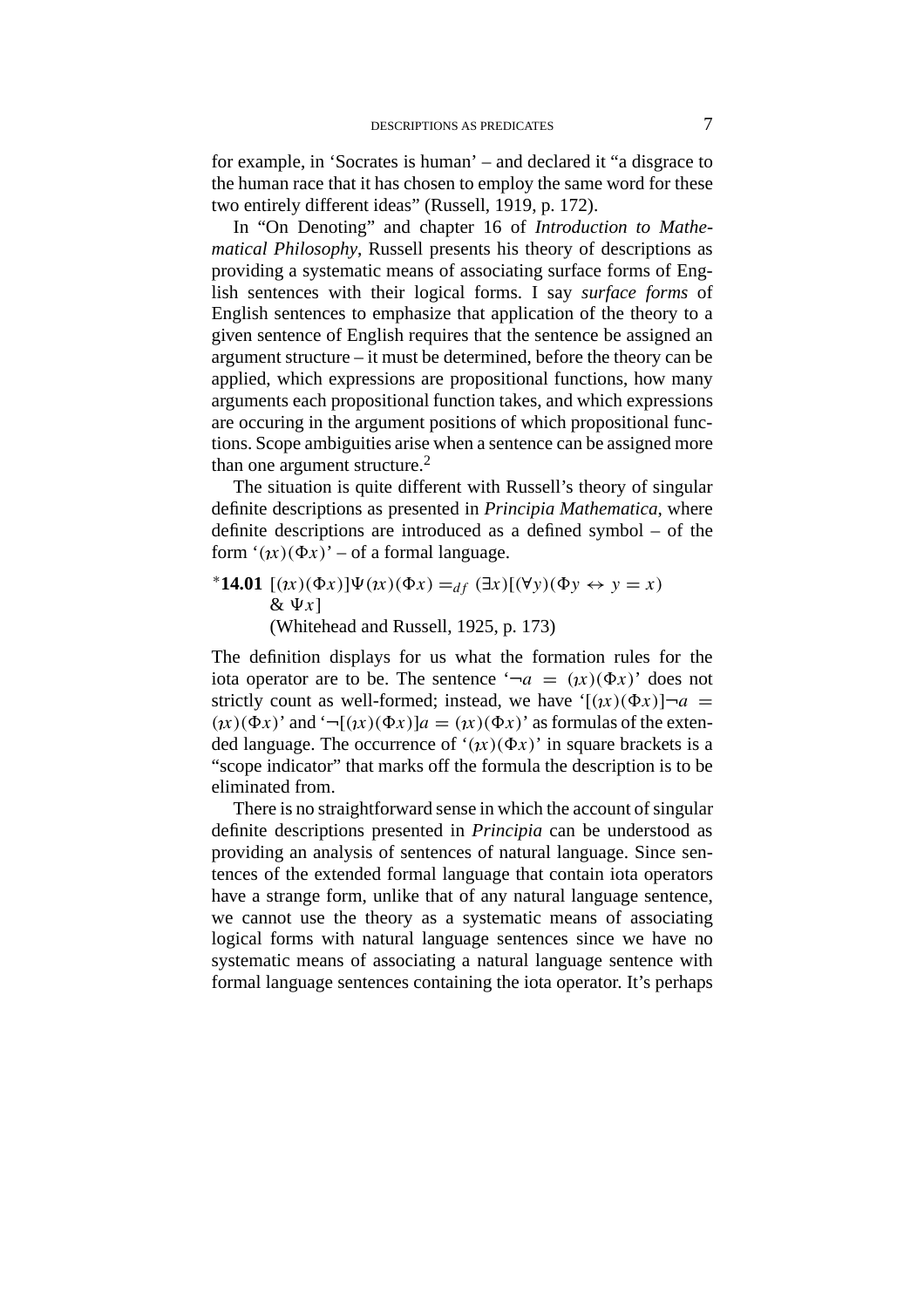for example, in ‘Socrates is human’ – and declared it “a disgrace to the human race that it has chosen to employ the same word for these two entirely different ideas” (Russell, 1919, p. 172).

In “On Denoting” and chapter 16 of *Introduction to Mathematical Philosophy*, Russell presents his theory of descriptions as providing a systematic means of associating surface forms of English sentences with their logical forms. I say *surface forms* of English sentences to emphasize that application of the theory to a given sentence of English requires that the sentence be assigned an argument structure – it must be determined, before the theory can be applied, which expressions are propositional functions, how many arguments each propositional function takes, and which expressions are occuring in the argument positions of which propositional functions. Scope ambiguities arise when a sentence can be assigned more than one argument structure.[2]

The situation is quite different with Russell’s theory of singular definite descriptions as presented in *Principia Mathematica*, where definite descriptions are introduced as a defined symbol – of the form ‘$(\imath x)(\Phi x)$’ – of a formal language.

$^*$**14.01** $[(\imath x)(\Phi x)]\Psi(\imath x)(\Phi x) =_{df} (\exists x)[(\forall y)(\Phi y \leftrightarrow y = x)$
$\& \ \Psi x]$
(Whitehead and Russell, 1925, p. 173)

The definition displays for us what the formation rules for the iota operator are to be. The sentence ‘$\neg a = (\imath x)(\Phi x)$’ does not strictly count as well-formed; instead, we have ‘$[(\imath x)(\Phi x)]\neg a = (\imath x)(\Phi x)$’ and ‘$\neg[(\imath x)(\Phi x)]a = (\imath x)(\Phi x)$’ as formulas of the extended language. The occurrence of ‘$(\imath x)(\Phi x)$’ in square brackets is a “scope indicator” that marks off the formula the description is to be eliminated from.

There is no straightforward sense in which the account of singular definite descriptions presented in *Principia* can be understood as providing an analysis of sentences of natural language. Since sentences of the extended formal language that contain iota operators have a strange form, unlike that of any natural language sentence, we cannot use the theory as a systematic means of associating logical forms with natural language sentences since we have no systematic means of associating a natural language sentence with formal language sentences containing the iota operator. It’s perhaps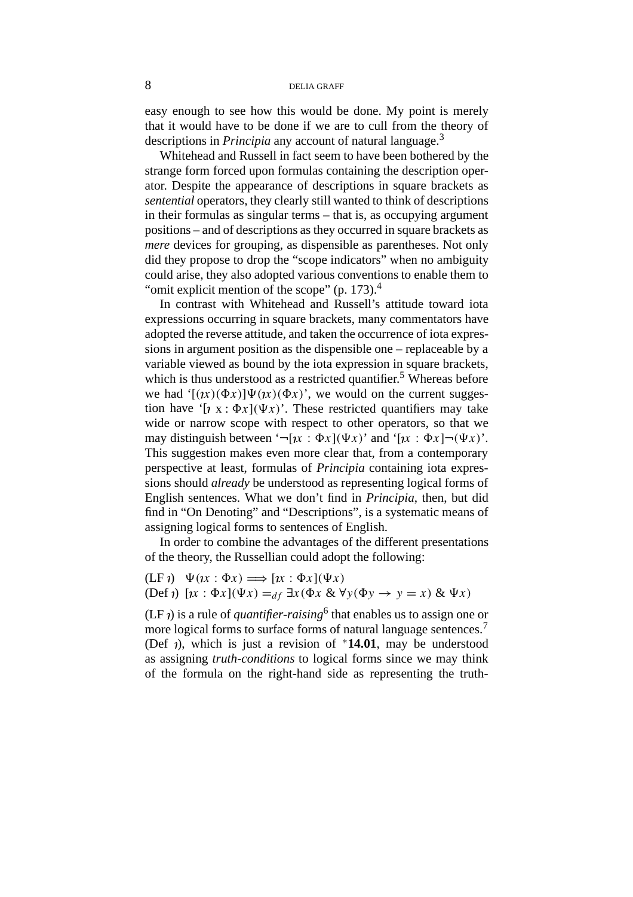easy enough to see how this would be done. My point is merely that it would have to be done if we are to cull from the theory of descriptions in *Principia* any account of natural language.[3]

Whitehead and Russell in fact seem to have been bothered by the strange form forced upon formulas containing the description operator. Despite the appearance of descriptions in square brackets as *sentential* operators, they clearly still wanted to think of descriptions in their formulas as singular terms – that is, as occupying argument positions – and of descriptions as they occurred in square brackets as *mere* devices for grouping, as dispensible as parentheses. Not only did they propose to drop the "scope indicators" when no ambiguity could arise, they also adopted various conventions to enable them to "omit explicit mention of the scope" (p. 173).[4]

In contrast with Whitehead and Russell's attitude toward iota expressions occurring in square brackets, many commentators have adopted the reverse attitude, and taken the occurrence of iota expressions in argument position as the dispensible one – replaceable by a variable viewed as bound by the iota expression in square brackets, which is thus understood as a restricted quantifier.[5] Whereas before we had '$[(\imath x)(\Phi x)]\Psi(\imath x)(\Phi x)$', we would on the current suggestion have '$[\imath\ \mathrm{x} : \Phi x](\Psi x)$'. These restricted quantifiers may take wide or narrow scope with respect to other operators, so that we may distinguish between '$\neg[\imath x : \Phi x](\Psi x)$' and '$[\imath x : \Phi x]\neg(\Psi x)$'. This suggestion makes even more clear that, from a contemporary perspective at least, formulas of *Principia* containing iota expressions should *already* be understood as representing logical forms of English sentences. What we don't find in *Principia*, then, but did find in "On Denoting" and "Descriptions", is a systematic means of assigning logical forms to sentences of English.

In order to combine the advantages of the different presentations of the theory, the Russellian could adopt the following:

(LF $\imath$) $\Psi(\imath x : \Phi x) \Longrightarrow [\imath x : \Phi x](\Psi x)$
(Def $\imath$) $[\imath x : \Phi x](\Psi x) =_{df} \exists x(\Phi x \ \&\ \forall y(\Phi y \rightarrow y = x) \ \&\ \Psi x)$

(LF $\imath$) is a rule of *quantifier-raising*[6] that enables us to assign one or more logical forms to surface forms of natural language sentences.[7] (Def $\imath$), which is just a revision of *$\mathbf{14.01}$, may be understood as assigning *truth-conditions* to logical forms since we may think of the formula on the right-hand side as representing the truth-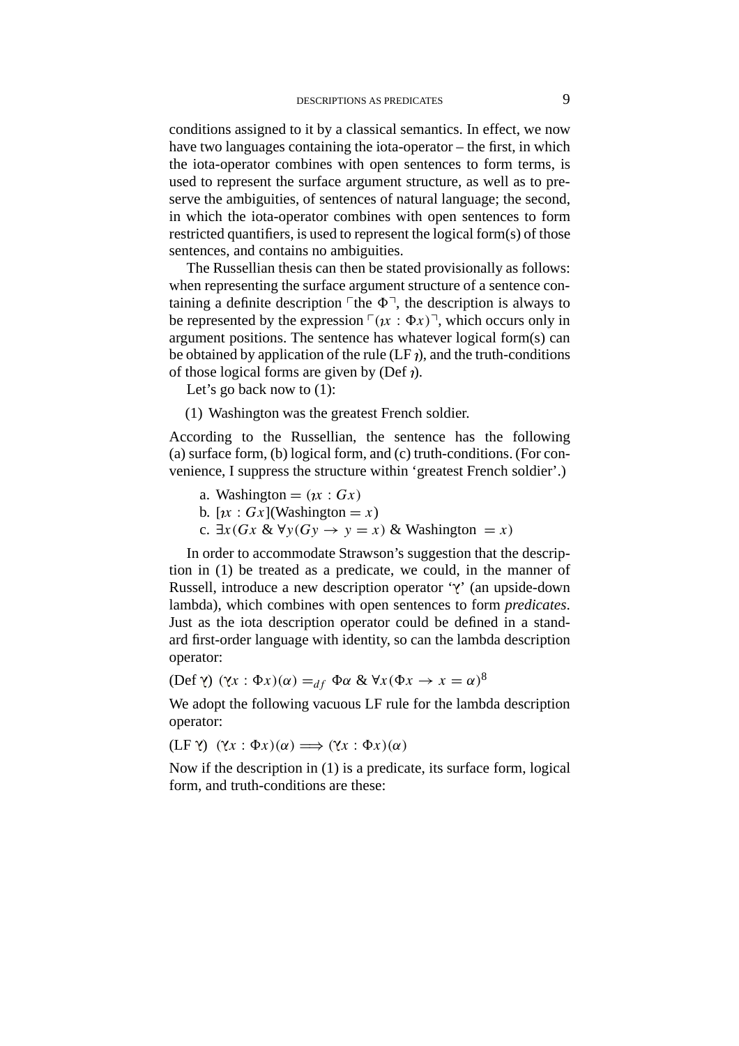conditions assigned to it by a classical semantics. In effect, we now have two languages containing the iota-operator – the first, in which the iota-operator combines with open sentences to form terms, is used to represent the surface argument structure, as well as to preserve the ambiguities, of sentences of natural language; the second, in which the iota-operator combines with open sentences to form restricted quantifiers, is used to represent the logical form(s) of those sentences, and contains no ambiguities.

The Russellian thesis can then be stated provisionally as follows: when representing the surface argument structure of a sentence containing a definite description ⌜the $\Phi$⌝, the description is always to be represented by the expression ⌜$(\iota x : \Phi x)$⌝, which occurs only in argument positions. The sentence has whatever logical form(s) can be obtained by application of the rule (LF $\iota$), and the truth-conditions of those logical forms are given by (Def $\iota$).

Let's go back now to (1):

(1) Washington was the greatest French soldier.

According to the Russellian, the sentence has the following (a) surface form, (b) logical form, and (c) truth-conditions. (For convenience, I suppress the structure within 'greatest French soldier'.)

a. Washington $= (\iota x : Gx)$
b. $[\iota x : Gx]$(Washington $= x$)
c. $\exists x(Gx \;\&\; \forall y(Gy \rightarrow y = x)$ & Washington $= x)$

In order to accommodate Strawson's suggestion that the description in (1) be treated as a predicate, we could, in the manner of Russell, introduce a new description operator '$\curlyvee$' (an upside-down lambda), which combines with open sentences to form *predicates*. Just as the iota description operator could be defined in a standard first-order language with identity, so can the lambda description operator:

(Def $\curlyvee$) $(\curlyvee x : \Phi x)(\alpha) =_{df} \Phi\alpha \;\&\; \forall x(\Phi x \rightarrow x = \alpha)$[8]

We adopt the following vacuous LF rule for the lambda description operator:

(LF $\curlyvee$) $(\curlyvee x : \Phi x)(\alpha) \Longrightarrow (\curlyvee x : \Phi x)(\alpha)$

Now if the description in (1) is a predicate, its surface form, logical form, and truth-conditions are these: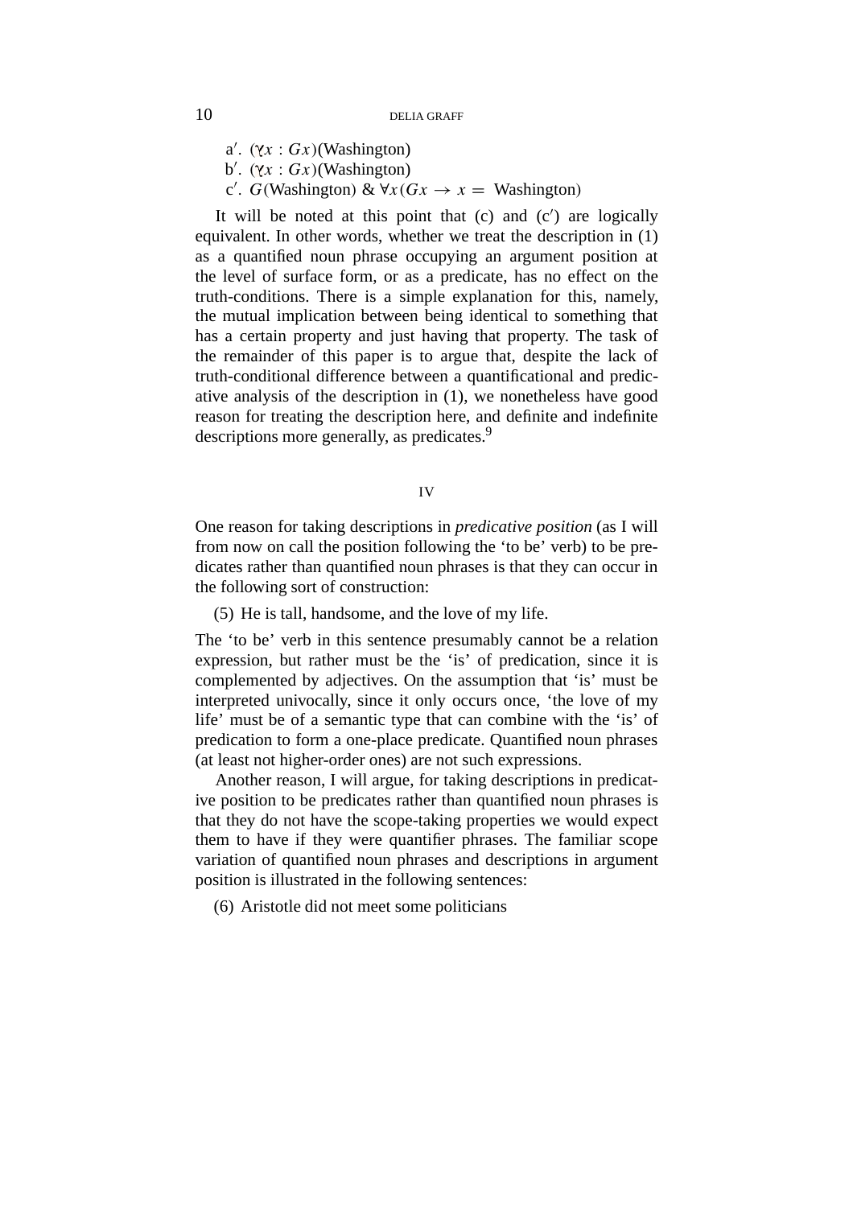a′. $(\gamma x : Gx)$(Washington)
b′. $(\gamma x : Gx)$(Washington)
c′. $G$(Washington) & $\forall x(Gx \rightarrow x =$ Washington$)$

It will be noted at this point that (c) and (c′) are logically equivalent. In other words, whether we treat the description in (1) as a quantified noun phrase occupying an argument position at the level of surface form, or as a predicate, has no effect on the truth-conditions. There is a simple explanation for this, namely, the mutual implication between being identical to something that has a certain property and just having that property. The task of the remainder of this paper is to argue that, despite the lack of truth-conditional difference between a quantificational and predicative analysis of the description in (1), we nonetheless have good reason for treating the description here, and definite and indefinite descriptions more generally, as predicates.[9]

## IV

One reason for taking descriptions in *predicative position* (as I will from now on call the position following the 'to be' verb) to be predicates rather than quantified noun phrases is that they can occur in the following sort of construction:

(5) He is tall, handsome, and the love of my life.

The 'to be' verb in this sentence presumably cannot be a relation expression, but rather must be the 'is' of predication, since it is complemented by adjectives. On the assumption that 'is' must be interpreted univocally, since it only occurs once, 'the love of my life' must be of a semantic type that can combine with the 'is' of predication to form a one-place predicate. Quantified noun phrases (at least not higher-order ones) are not such expressions.

Another reason, I will argue, for taking descriptions in predicative position to be predicates rather than quantified noun phrases is that they do not have the scope-taking properties we would expect them to have if they were quantifier phrases. The familiar scope variation of quantified noun phrases and descriptions in argument position is illustrated in the following sentences:

(6) Aristotle did not meet some politicians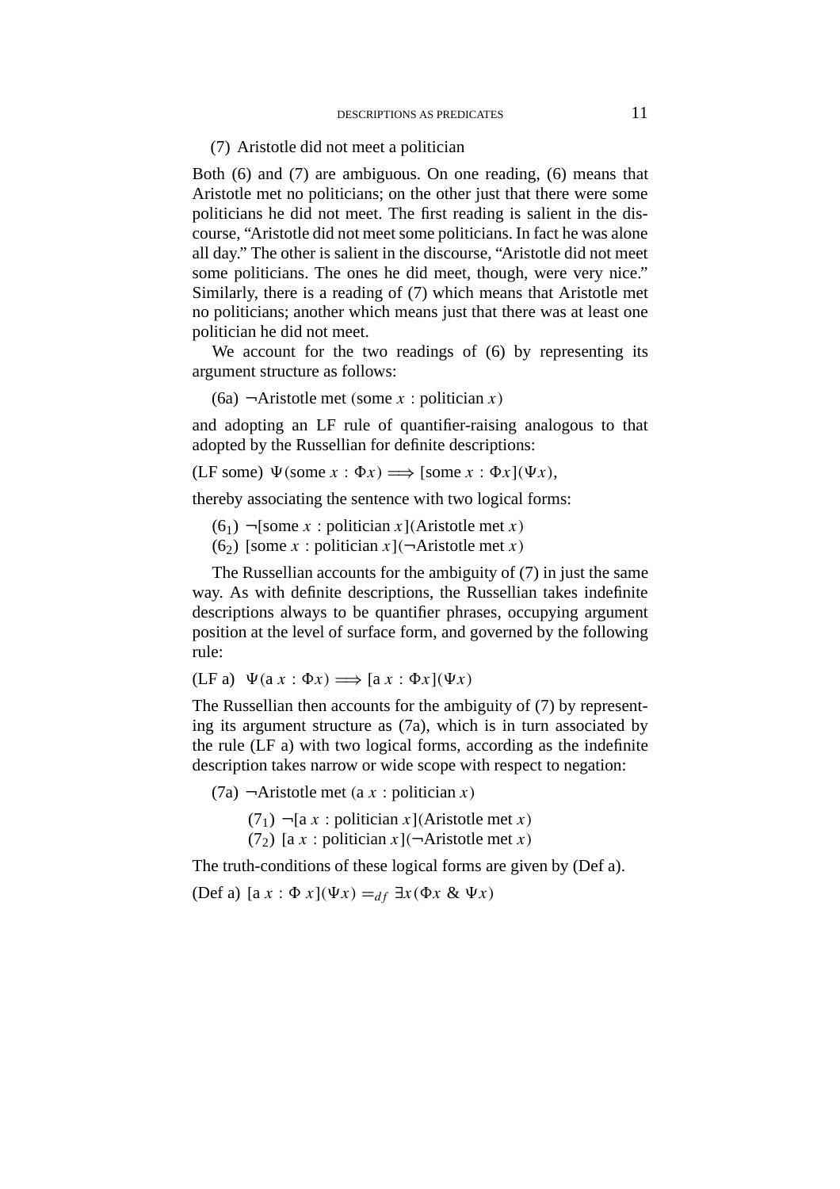(7) Aristotle did not meet a politician

Both (6) and (7) are ambiguous. On one reading, (6) means that Aristotle met no politicians; on the other just that there were some politicians he did not meet. The first reading is salient in the discourse, “Aristotle did not meet some politicians. In fact he was alone all day.” The other is salient in the discourse, “Aristotle did not meet some politicians. The ones he did meet, though, were very nice.” Similarly, there is a reading of (7) which means that Aristotle met no politicians; another which means just that there was at least one politician he did not meet.

We account for the two readings of (6) by representing its argument structure as follows:

(6a) $\neg$Aristotle met (some $x$ : politician $x$)

and adopting an LF rule of quantifier-raising analogous to that adopted by the Russellian for definite descriptions:

(LF some) $\Psi(\text{some } x : \Phi x) \Longrightarrow [\text{some } x : \Phi x](\Psi x)$,

thereby associating the sentence with two logical forms:

($6_1$) $\neg$[some $x$ : politician $x$](Aristotle met $x$)
($6_2$) [some $x$ : politician $x$]($\neg$Aristotle met $x$)

The Russellian accounts for the ambiguity of (7) in just the same way. As with definite descriptions, the Russellian takes indefinite descriptions always to be quantifier phrases, occupying argument position at the level of surface form, and governed by the following rule:

(LF a) $\Psi(\text{a } x : \Phi x) \Longrightarrow [\text{a } x : \Phi x](\Psi x)$

The Russellian then accounts for the ambiguity of (7) by representing its argument structure as (7a), which is in turn associated by the rule (LF a) with two logical forms, according as the indefinite description takes narrow or wide scope with respect to negation:

(7a) $\neg$Aristotle met (a $x$ : politician $x$)

($7_1$) $\neg$[a $x$ : politician $x$](Aristotle met $x$)
($7_2$) [a $x$ : politician $x$]($\neg$Aristotle met $x$)

The truth-conditions of these logical forms are given by (Def a).

(Def a) $[\text{a } x : \Phi\, x](\Psi x) =_{df} \exists x(\Phi x \;\&\; \Psi x)$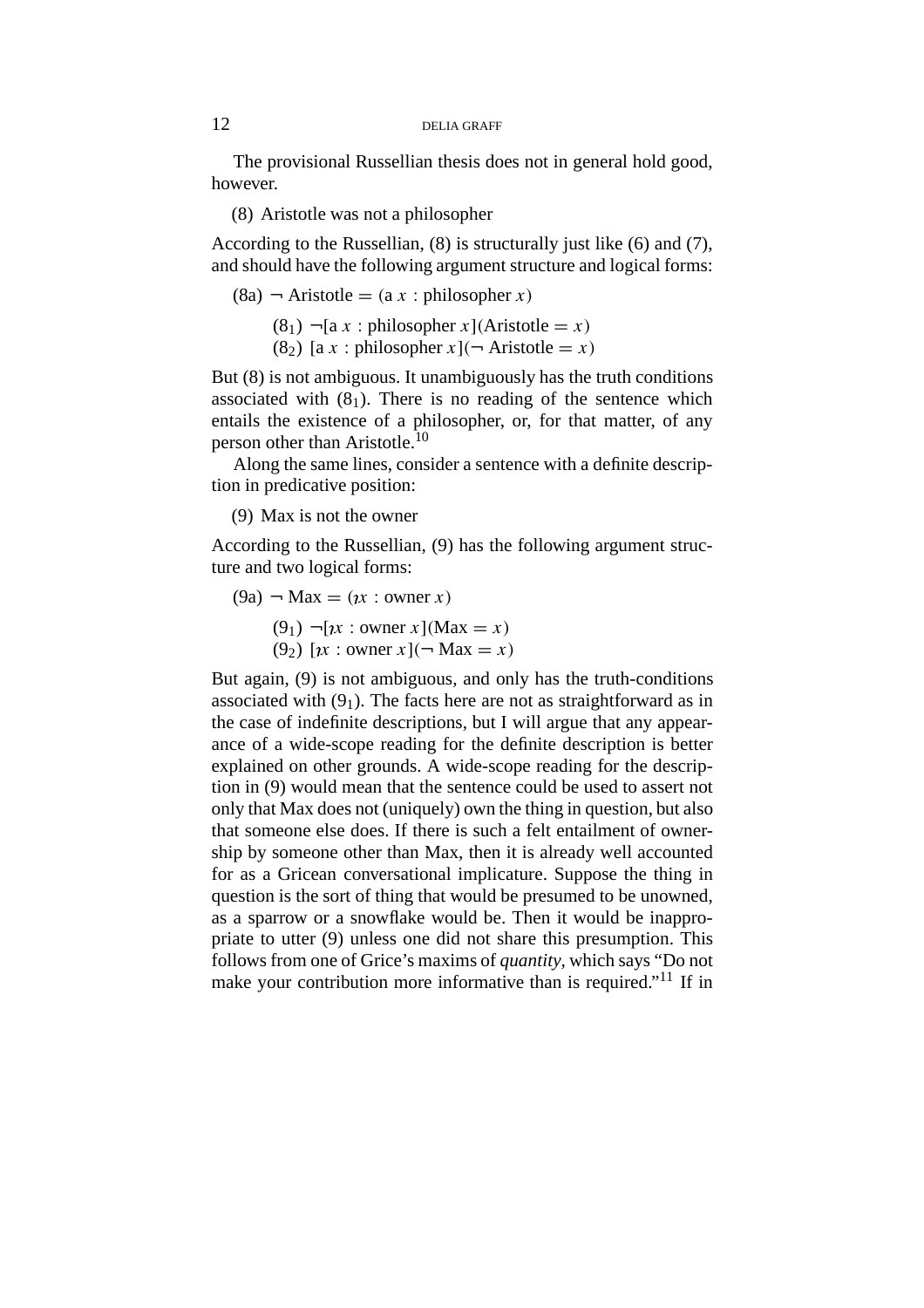The provisional Russellian thesis does not in general hold good, however.

(8) Aristotle was not a philosopher

According to the Russellian, (8) is structurally just like (6) and (7), and should have the following argument structure and logical forms:

(8a) $\neg$ Aristotle $=$ (a $x$ : philosopher $x$)

> ($8_1$) $\neg$[a $x$ : philosopher $x$](Aristotle $= x$)
> ($8_2$) [a $x$ : philosopher $x$]($\neg$ Aristotle $= x$)

But (8) is not ambiguous. It unambiguously has the truth conditions associated with ($8_1$). There is no reading of the sentence which entails the existence of a philosopher, or, for that matter, of any person other than Aristotle.[10]

Along the same lines, consider a sentence with a definite description in predicative position:

(9) Max is not the owner

According to the Russellian, (9) has the following argument structure and two logical forms:

(9a) $\neg$ Max $=$ ($\imath x$ : owner $x$)

> ($9_1$) $\neg$[$\imath x$ : owner $x$](Max $= x$)
> ($9_2$) [$\imath x$ : owner $x$]($\neg$ Max $= x$)

But again, (9) is not ambiguous, and only has the truth-conditions associated with ($9_1$). The facts here are not as straightforward as in the case of indefinite descriptions, but I will argue that any appearance of a wide-scope reading for the definite description is better explained on other grounds. A wide-scope reading for the description in (9) would mean that the sentence could be used to assert not only that Max does not (uniquely) own the thing in question, but also that someone else does. If there is such a felt entailment of ownership by someone other than Max, then it is already well accounted for as a Gricean conversational implicature. Suppose the thing in question is the sort of thing that would be presumed to be unowned, as a sparrow or a snowflake would be. Then it would be inappropriate to utter (9) unless one did not share this presumption. This follows from one of Grice's maxims of *quantity*, which says "Do not make your contribution more informative than is required."[11] If in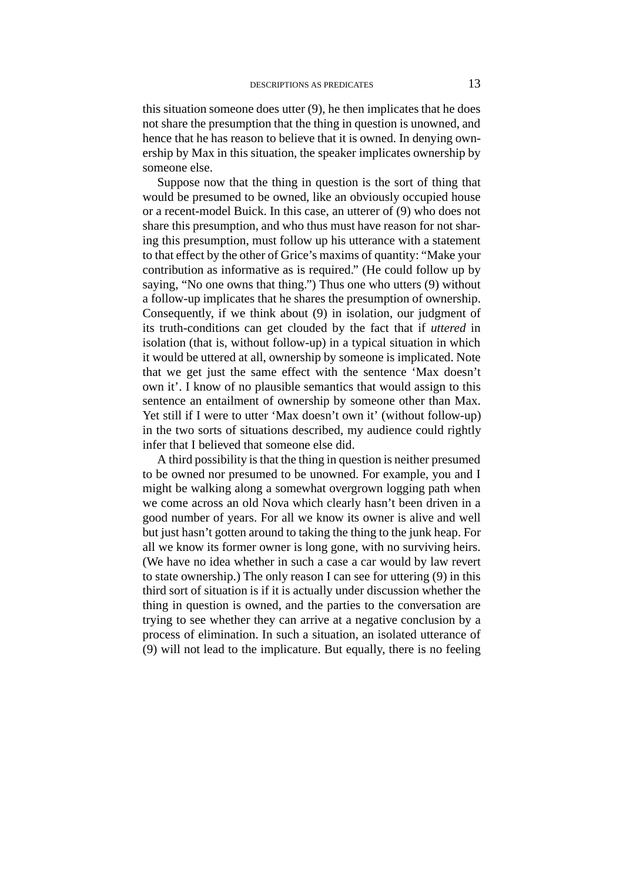this situation someone does utter (9), he then implicates that he does not share the presumption that the thing in question is unowned, and hence that he has reason to believe that it is owned. In denying ownership by Max in this situation, the speaker implicates ownership by someone else.

Suppose now that the thing in question is the sort of thing that would be presumed to be owned, like an obviously occupied house or a recent-model Buick. In this case, an utterer of (9) who does not share this presumption, and who thus must have reason for not sharing this presumption, must follow up his utterance with a statement to that effect by the other of Grice's maxims of quantity: "Make your contribution as informative as is required." (He could follow up by saying, "No one owns that thing.") Thus one who utters (9) without a follow-up implicates that he shares the presumption of ownership. Consequently, if we think about (9) in isolation, our judgment of its truth-conditions can get clouded by the fact that if *uttered* in isolation (that is, without follow-up) in a typical situation in which it would be uttered at all, ownership by someone is implicated. Note that we get just the same effect with the sentence 'Max doesn't own it'. I know of no plausible semantics that would assign to this sentence an entailment of ownership by someone other than Max. Yet still if I were to utter 'Max doesn't own it' (without follow-up) in the two sorts of situations described, my audience could rightly infer that I believed that someone else did.

A third possibility is that the thing in question is neither presumed to be owned nor presumed to be unowned. For example, you and I might be walking along a somewhat overgrown logging path when we come across an old Nova which clearly hasn't been driven in a good number of years. For all we know its owner is alive and well but just hasn't gotten around to taking the thing to the junk heap. For all we know its former owner is long gone, with no surviving heirs. (We have no idea whether in such a case a car would by law revert to state ownership.) The only reason I can see for uttering (9) in this third sort of situation is if it is actually under discussion whether the thing in question is owned, and the parties to the conversation are trying to see whether they can arrive at a negative conclusion by a process of elimination. In such a situation, an isolated utterance of (9) will not lead to the implicature. But equally, there is no feeling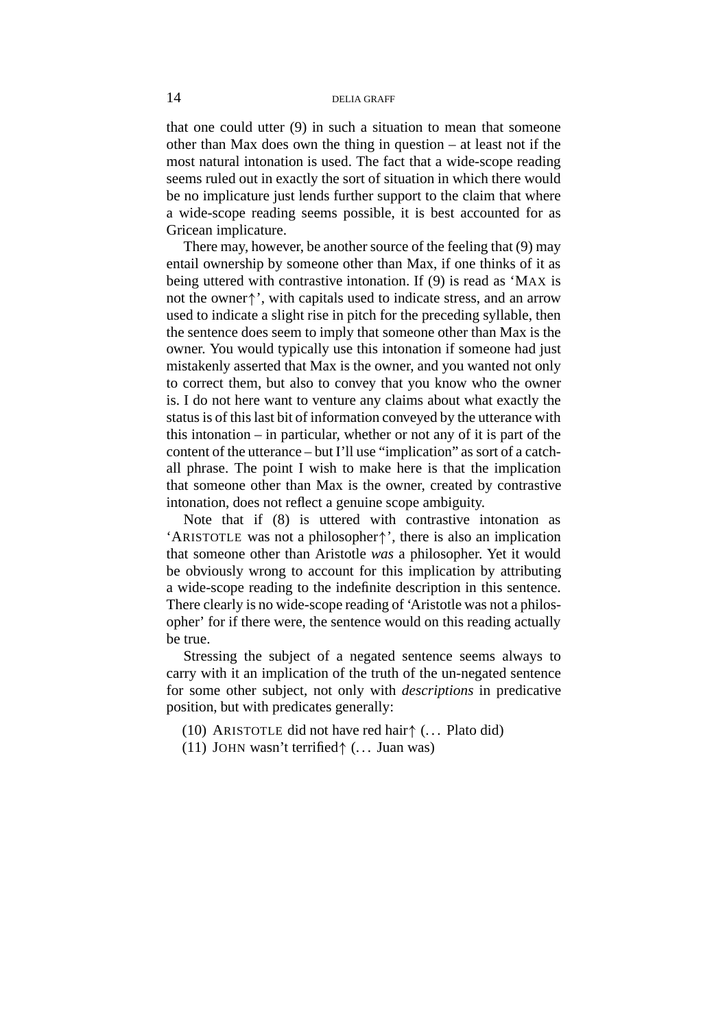that one could utter (9) in such a situation to mean that someone other than Max does own the thing in question – at least not if the most natural intonation is used. The fact that a wide-scope reading seems ruled out in exactly the sort of situation in which there would be no implicature just lends further support to the claim that where a wide-scope reading seems possible, it is best accounted for as Gricean implicature.

There may, however, be another source of the feeling that (9) may entail ownership by someone other than Max, if one thinks of it as being uttered with contrastive intonation. If (9) is read as 'MAX is not the owner↑', with capitals used to indicate stress, and an arrow used to indicate a slight rise in pitch for the preceding syllable, then the sentence does seem to imply that someone other than Max is the owner. You would typically use this intonation if someone had just mistakenly asserted that Max is the owner, and you wanted not only to correct them, but also to convey that you know who the owner is. I do not here want to venture any claims about what exactly the status is of this last bit of information conveyed by the utterance with this intonation – in particular, whether or not any of it is part of the content of the utterance – but I'll use "implication" as sort of a catch-all phrase. The point I wish to make here is that the implication that someone other than Max is the owner, created by contrastive intonation, does not reflect a genuine scope ambiguity.

Note that if (8) is uttered with contrastive intonation as 'ARISTOTLE was not a philosopher↑', there is also an implication that someone other than Aristotle *was* a philosopher. Yet it would be obviously wrong to account for this implication by attributing a wide-scope reading to the indefinite description in this sentence. There clearly is no wide-scope reading of 'Aristotle was not a philosopher' for if there were, the sentence would on this reading actually be true.

Stressing the subject of a negated sentence seems always to carry with it an implication of the truth of the un-negated sentence for some other subject, not only with *descriptions* in predicative position, but with predicates generally:

(10) ARISTOTLE did not have red hair↑ (... Plato did)
(11) JOHN wasn't terrified↑ (... Juan was)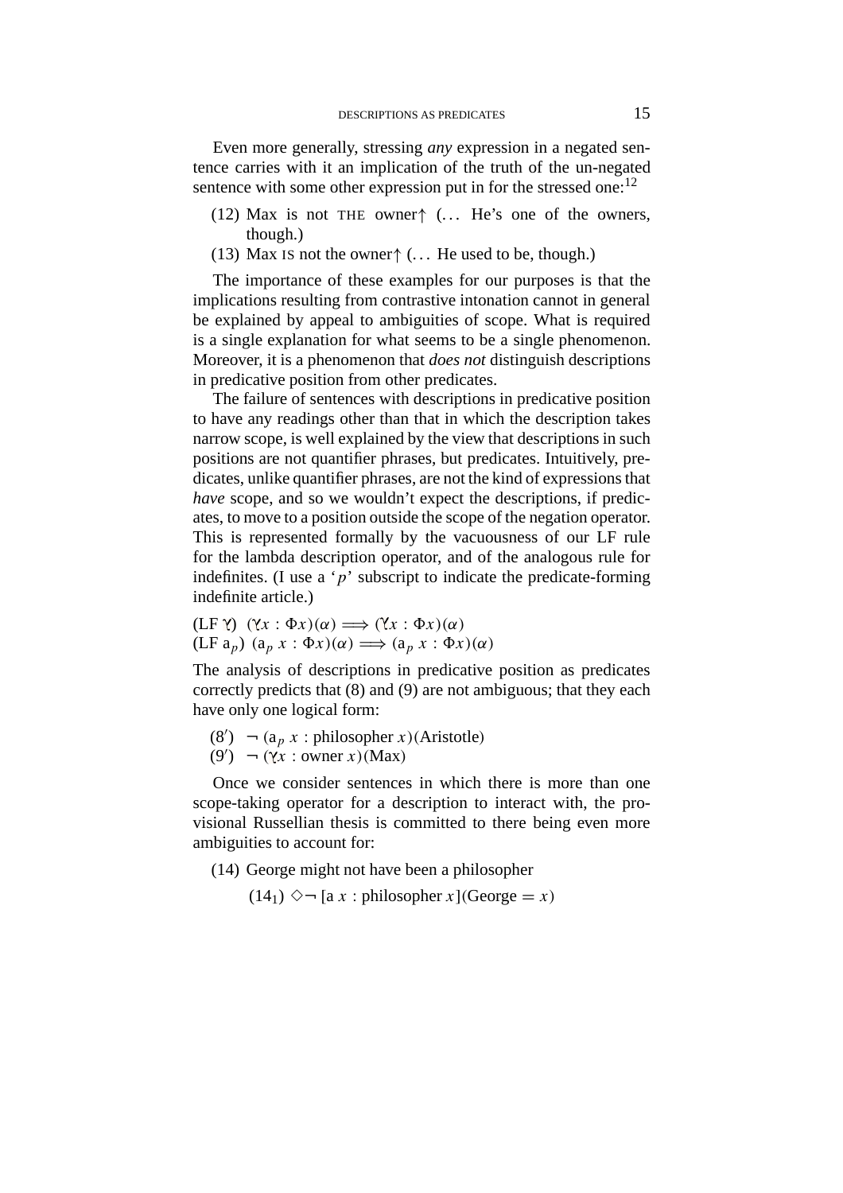Even more generally, stressing *any* expression in a negated sentence carries with it an implication of the truth of the un-negated sentence with some other expression put in for the stressed one:[12]

(12) Max is not THE owner↑ (... He's one of the owners, though.)

(13) Max IS not the owner↑ (... He used to be, though.)

The importance of these examples for our purposes is that the implications resulting from contrastive intonation cannot in general be explained by appeal to ambiguities of scope. What is required is a single explanation for what seems to be a single phenomenon. Moreover, it is a phenomenon that *does not* distinguish descriptions in predicative position from other predicates.

The failure of sentences with descriptions in predicative position to have any readings other than that in which the description takes narrow scope, is well explained by the view that descriptions in such positions are not quantifier phrases, but predicates. Intuitively, predicates, unlike quantifier phrases, are not the kind of expressions that *have* scope, and so we wouldn't expect the descriptions, if predicates, to move to a position outside the scope of the negation operator. This is represented formally by the vacuousness of our LF rule for the lambda description operator, and of the analogous rule for indefinites. (I use a '$p$' subscript to indicate the predicate-forming indefinite article.)

(LF $\iota$) $(\iota x : \Phi x)(\alpha) \Longrightarrow (\iota x : \Phi x)(\alpha)$

(LF $a_p$) $(a_p\ x : \Phi x)(\alpha) \Longrightarrow (a_p\ x : \Phi x)(\alpha)$

The analysis of descriptions in predicative position as predicates correctly predicts that (8) and (9) are not ambiguous; that they each have only one logical form:

(8′) $\neg\ (a_p\ x : \text{philosopher}\ x)(\text{Aristotle})$

(9′) $\neg\ (\iota x : \text{owner}\ x)(\text{Max})$

Once we consider sentences in which there is more than one scope-taking operator for a description to interact with, the provisional Russellian thesis is committed to there being even more ambiguities to account for:

(14) George might not have been a philosopher

($14_1$) $\Diamond\neg\ [a\ x : \text{philosopher}\ x](\text{George} = x)$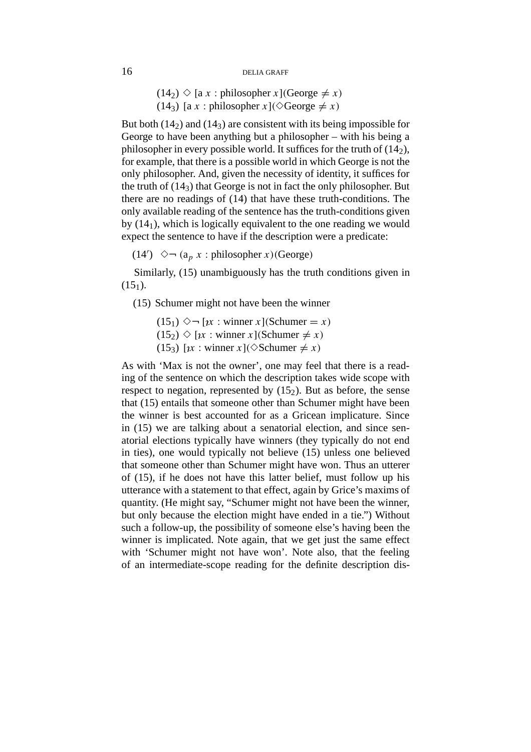($14_2$) $\Diamond$ [a $x$ : philosopher $x$](George $\neq x$)
($14_3$) [a $x$ : philosopher $x$]($\Diamond$George $\neq x$)

But both ($14_2$) and ($14_3$) are consistent with its being impossible for George to have been anything but a philosopher – with his being a philosopher in every possible world. It suffices for the truth of ($14_2$), for example, that there is a possible world in which George is not the only philosopher. And, given the necessity of identity, it suffices for the truth of ($14_3$) that George is not in fact the only philosopher. But there are no readings of (14) that have these truth-conditions. The only available reading of the sentence has the truth-conditions given by ($14_1$), which is logically equivalent to the one reading we would expect the sentence to have if the description were a predicate:

($14'$) $\Diamond\neg$ ($\mathrm{a}_p$ $x$ : philosopher $x$)(George)

Similarly, (15) unambiguously has the truth conditions given in ($15_1$).

(15) Schumer might not have been the winner

($15_1$) $\Diamond\neg$ [$\iota x$ : winner $x$](Schumer $= x$)
($15_2$) $\Diamond$ [$\iota x$ : winner $x$](Schumer $\neq x$)
($15_3$) [$\iota x$ : winner $x$]($\Diamond$Schumer $\neq x$)

As with 'Max is not the owner', one may feel that there is a reading of the sentence on which the description takes wide scope with respect to negation, represented by ($15_2$). But as before, the sense that (15) entails that someone other than Schumer might have been the winner is best accounted for as a Gricean implicature. Since in (15) we are talking about a senatorial election, and since senatorial elections typically have winners (they typically do not end in ties), one would typically not believe (15) unless one believed that someone other than Schumer might have won. Thus an utterer of (15), if he does not have this latter belief, must follow up his utterance with a statement to that effect, again by Grice's maxims of quantity. (He might say, "Schumer might not have been the winner, but only because the election might have ended in a tie.") Without such a follow-up, the possibility of someone else's having been the winner is implicated. Note again, that we get just the same effect with 'Schumer might not have won'. Note also, that the feeling of an intermediate-scope reading for the definite description dis-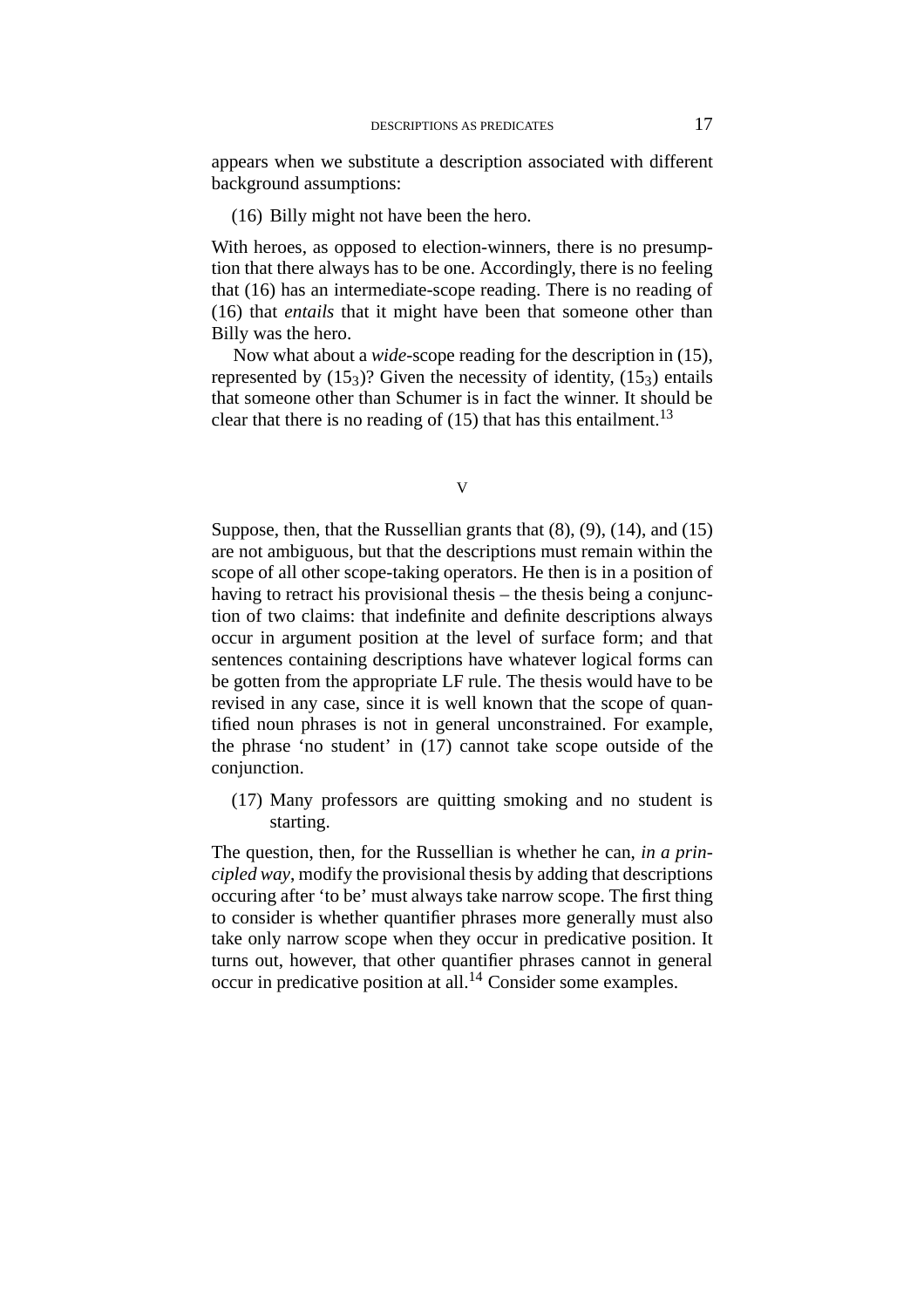appears when we substitute a description associated with different background assumptions:

(16) Billy might not have been the hero.

With heroes, as opposed to election-winners, there is no presumption that there always has to be one. Accordingly, there is no feeling that (16) has an intermediate-scope reading. There is no reading of (16) that *entails* that it might have been that someone other than Billy was the hero.

Now what about a *wide*-scope reading for the description in (15), represented by ($15_3$)? Given the necessity of identity, ($15_3$) entails that someone other than Schumer is in fact the winner. It should be clear that there is no reading of (15) that has this entailment.[13]

## V

Suppose, then, that the Russellian grants that (8), (9), (14), and (15) are not ambiguous, but that the descriptions must remain within the scope of all other scope-taking operators. He then is in a position of having to retract his provisional thesis – the thesis being a conjunction of two claims: that indefinite and definite descriptions always occur in argument position at the level of surface form; and that sentences containing descriptions have whatever logical forms can be gotten from the appropriate LF rule. The thesis would have to be revised in any case, since it is well known that the scope of quantified noun phrases is not in general unconstrained. For example, the phrase 'no student' in (17) cannot take scope outside of the conjunction.

(17) Many professors are quitting smoking and no student is starting.

The question, then, for the Russellian is whether he can, *in a principled way*, modify the provisional thesis by adding that descriptions occuring after 'to be' must always take narrow scope. The first thing to consider is whether quantifier phrases more generally must also take only narrow scope when they occur in predicative position. It turns out, however, that other quantifier phrases cannot in general occur in predicative position at all.[14] Consider some examples.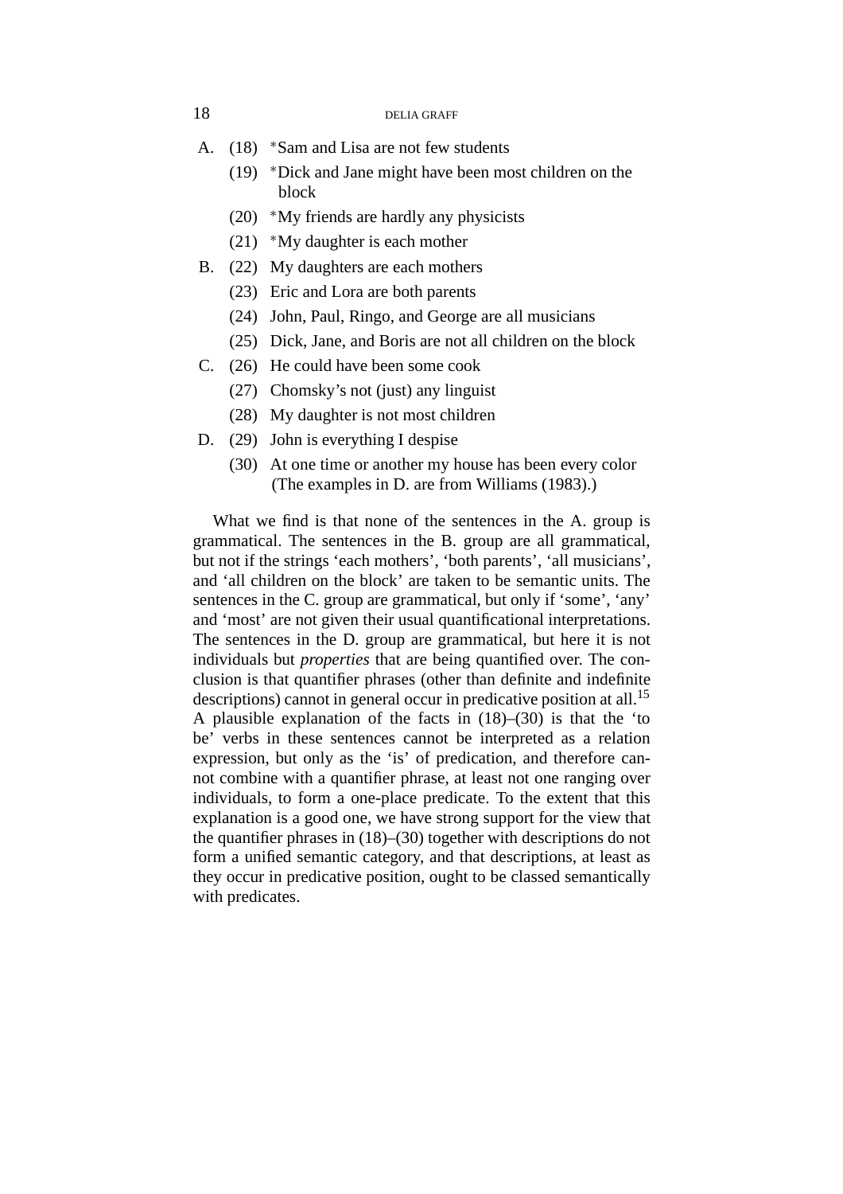A. (18) *Sam and Lisa are not few students

(19) *Dick and Jane might have been most children on the block

(20) *My friends are hardly any physicists

(21) *My daughter is each mother

B. (22) My daughters are each mothers

(23) Eric and Lora are both parents

(24) John, Paul, Ringo, and George are all musicians

(25) Dick, Jane, and Boris are not all children on the block

C. (26) He could have been some cook

(27) Chomsky's not (just) any linguist

(28) My daughter is not most children

D. (29) John is everything I despise

(30) At one time or another my house has been every color

(The examples in D. are from Williams (1983).)

What we find is that none of the sentences in the A. group is grammatical. The sentences in the B. group are all grammatical, but not if the strings 'each mothers', 'both parents', 'all musicians', and 'all children on the block' are taken to be semantic units. The sentences in the C. group are grammatical, but only if 'some', 'any' and 'most' are not given their usual quantificational interpretations. The sentences in the D. group are grammatical, but here it is not individuals but *properties* that are being quantified over. The conclusion is that quantifier phrases (other than definite and indefinite descriptions) cannot in general occur in predicative position at all.[15] A plausible explanation of the facts in (18)–(30) is that the 'to be' verbs in these sentences cannot be interpreted as a relation expression, but only as the 'is' of predication, and therefore cannot combine with a quantifier phrase, at least not one ranging over individuals, to form a one-place predicate. To the extent that this explanation is a good one, we have strong support for the view that the quantifier phrases in (18)–(30) together with descriptions do not form a unified semantic category, and that descriptions, at least as they occur in predicative position, ought to be classed semantically with predicates.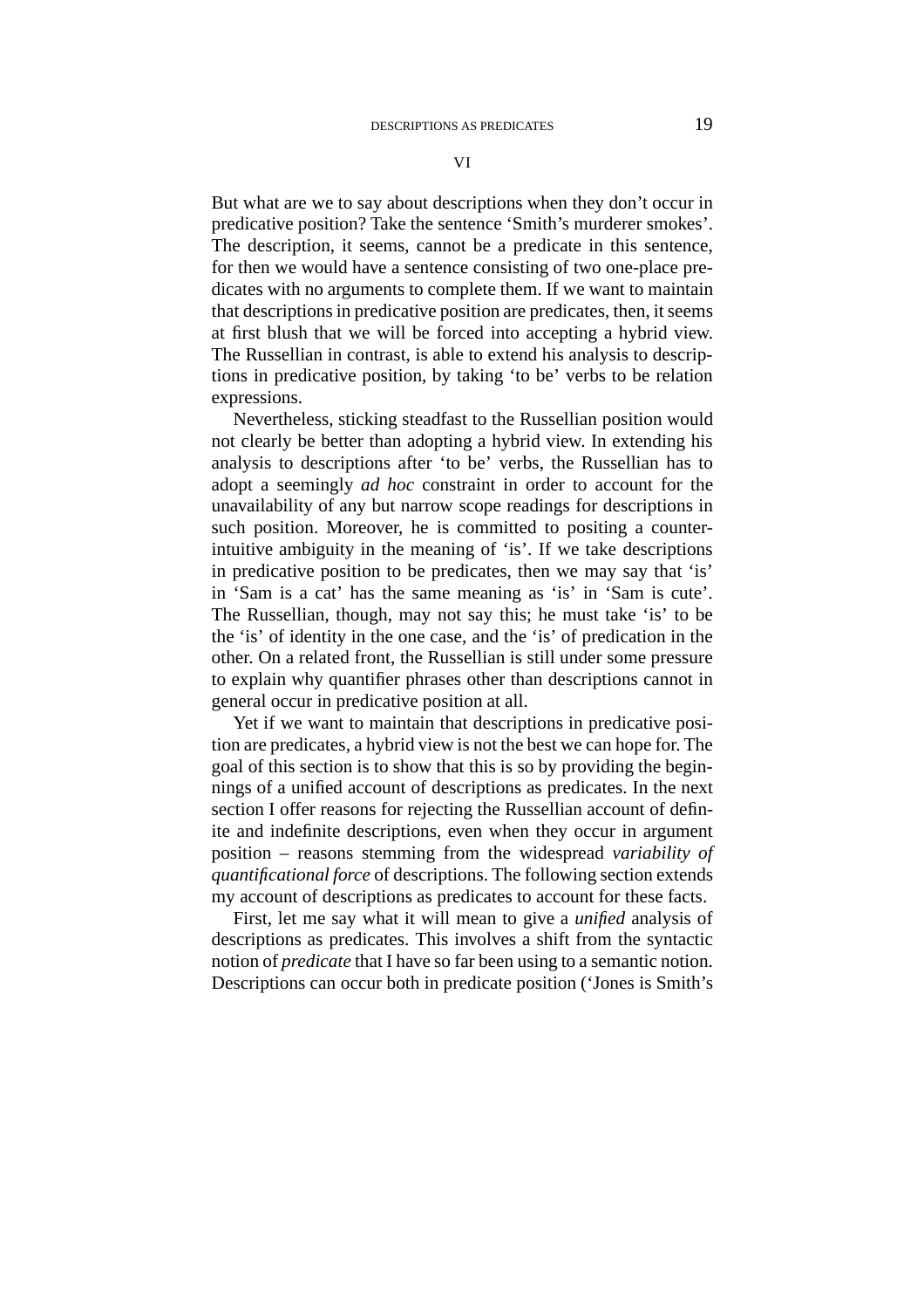## VI

But what are we to say about descriptions when they don't occur in predicative position? Take the sentence 'Smith's murderer smokes'. The description, it seems, cannot be a predicate in this sentence, for then we would have a sentence consisting of two one-place predicates with no arguments to complete them. If we want to maintain that descriptions in predicative position are predicates, then, it seems at first blush that we will be forced into accepting a hybrid view. The Russellian in contrast, is able to extend his analysis to descriptions in predicative position, by taking 'to be' verbs to be relation expressions.

Nevertheless, sticking steadfast to the Russellian position would not clearly be better than adopting a hybrid view. In extending his analysis to descriptions after 'to be' verbs, the Russellian has to adopt a seemingly *ad hoc* constraint in order to account for the unavailability of any but narrow scope readings for descriptions in such position. Moreover, he is committed to positing a counterintuitive ambiguity in the meaning of 'is'. If we take descriptions in predicative position to be predicates, then we may say that 'is' in 'Sam is a cat' has the same meaning as 'is' in 'Sam is cute'. The Russellian, though, may not say this; he must take 'is' to be the 'is' of identity in the one case, and the 'is' of predication in the other. On a related front, the Russellian is still under some pressure to explain why quantifier phrases other than descriptions cannot in general occur in predicative position at all.

Yet if we want to maintain that descriptions in predicative position are predicates, a hybrid view is not the best we can hope for. The goal of this section is to show that this is so by providing the beginnings of a unified account of descriptions as predicates. In the next section I offer reasons for rejecting the Russellian account of definite and indefinite descriptions, even when they occur in argument position – reasons stemming from the widespread *variability of quantificational force* of descriptions. The following section extends my account of descriptions as predicates to account for these facts.

First, let me say what it will mean to give a *unified* analysis of descriptions as predicates. This involves a shift from the syntactic notion of *predicate* that I have so far been using to a semantic notion. Descriptions can occur both in predicate position ('Jones is Smith's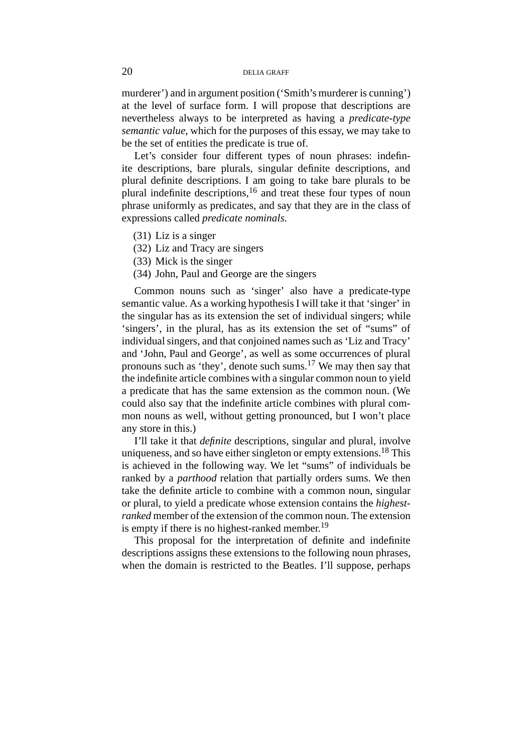murderer') and in argument position ('Smith's murderer is cunning') at the level of surface form. I will propose that descriptions are nevertheless always to be interpreted as having a *predicate-type semantic value*, which for the purposes of this essay, we may take to be the set of entities the predicate is true of.

Let's consider four different types of noun phrases: indefinite descriptions, bare plurals, singular definite descriptions, and plural definite descriptions. I am going to take bare plurals to be plural indefinite descriptions,[16] and treat these four types of noun phrase uniformly as predicates, and say that they are in the class of expressions called *predicate nominals.*

(31) Liz is a singer
(32) Liz and Tracy are singers
(33) Mick is the singer
(34) John, Paul and George are the singers

Common nouns such as 'singer' also have a predicate-type semantic value. As a working hypothesis I will take it that 'singer' in the singular has as its extension the set of individual singers; while 'singers', in the plural, has as its extension the set of "sums" of individual singers, and that conjoined names such as 'Liz and Tracy' and 'John, Paul and George', as well as some occurrences of plural pronouns such as 'they', denote such sums.[17] We may then say that the indefinite article combines with a singular common noun to yield a predicate that has the same extension as the common noun. (We could also say that the indefinite article combines with plural common nouns as well, without getting pronounced, but I won't place any store in this.)

I'll take it that *definite* descriptions, singular and plural, involve uniqueness, and so have either singleton or empty extensions.[18] This is achieved in the following way. We let "sums" of individuals be ranked by a *parthood* relation that partially orders sums. We then take the definite article to combine with a common noun, singular or plural, to yield a predicate whose extension contains the *highest-ranked* member of the extension of the common noun. The extension is empty if there is no highest-ranked member.[19]

This proposal for the interpretation of definite and indefinite descriptions assigns these extensions to the following noun phrases, when the domain is restricted to the Beatles. I'll suppose, perhaps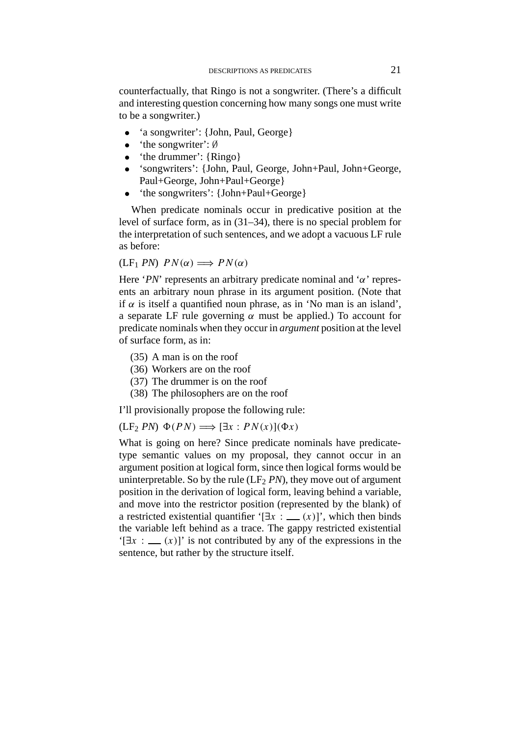counterfactually, that Ringo is not a songwriter. (There's a difficult and interesting question concerning how many songs one must write to be a songwriter.)

- 'a songwriter': {John, Paul, George}
- 'the songwriter': ∅
- 'the drummer': {Ringo}
- 'songwriters': {John, Paul, George, John+Paul, John+George, Paul+George, John+Paul+George}
- 'the songwriters': {John+Paul+George}

When predicate nominals occur in predicative position at the level of surface form, as in (31–34), there is no special problem for the interpretation of such sentences, and we adopt a vacuous LF rule as before:

($\mathrm{LF}_1$ *PN*) $PN(\alpha) \Longrightarrow PN(\alpha)$

Here '*PN*' represents an arbitrary predicate nominal and '$\alpha$' represents an arbitrary noun phrase in its argument position. (Note that if $\alpha$ is itself a quantified noun phrase, as in 'No man is an island', a separate LF rule governing $\alpha$ must be applied.) To account for predicate nominals when they occur in *argument* position at the level of surface form, as in:

(35) A man is on the roof
(36) Workers are on the roof
(37) The drummer is on the roof
(38) The philosophers are on the roof

I'll provisionally propose the following rule:

($\mathrm{LF}_2$ *PN*) $\Phi(PN) \Longrightarrow [\exists x : PN(x)](\Phi x)$

What is going on here? Since predicate nominals have predicate-type semantic values on my proposal, they cannot occur in an argument position at logical form, since then logical forms would be uninterpretable. So by the rule ($\mathrm{LF}_2$ *PN*), they move out of argument position in the derivation of logical form, leaving behind a variable, and move into the restrictor position (represented by the blank) of a restricted existential quantifier '$[\exists x : \underline{\quad}(x)]$', which then binds the variable left behind as a trace. The gappy restricted existential '$[\exists x : \underline{\quad}(x)]$' is not contributed by any of the expressions in the sentence, but rather by the structure itself.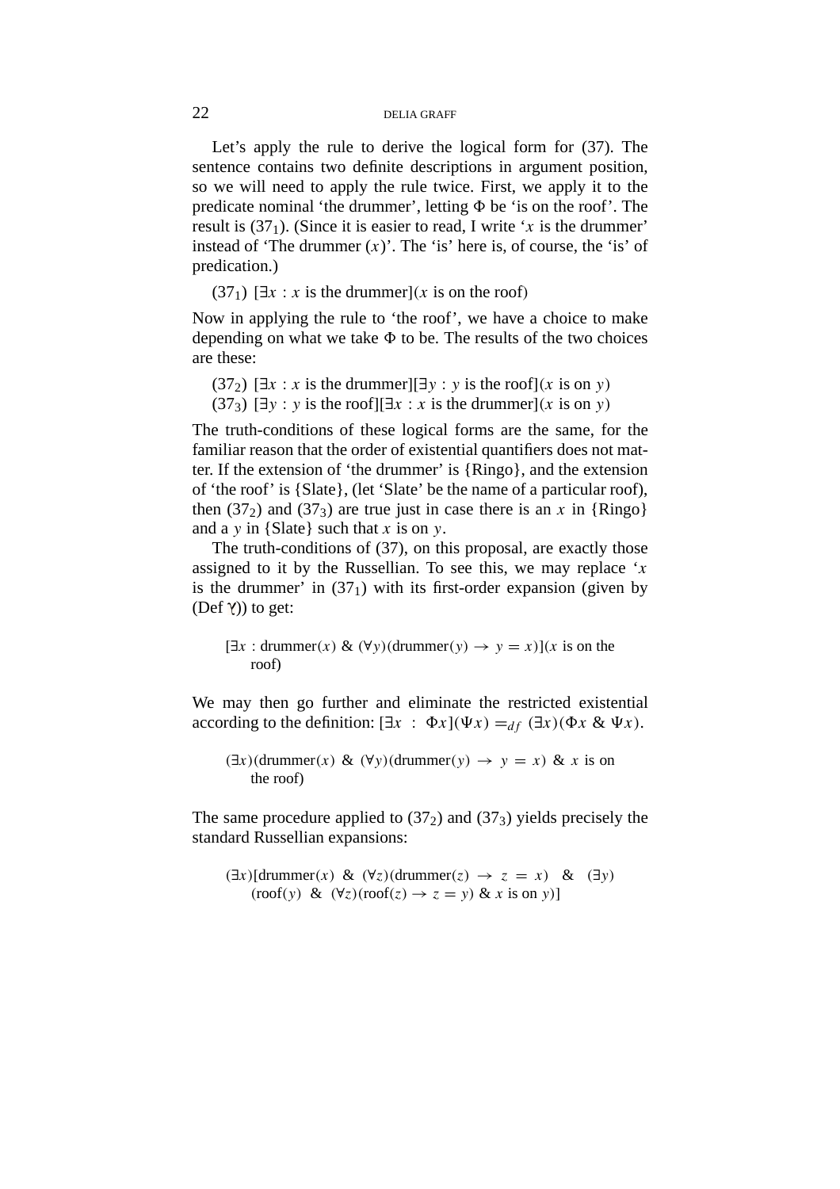Let's apply the rule to derive the logical form for (37). The sentence contains two definite descriptions in argument position, so we will need to apply the rule twice. First, we apply it to the predicate nominal 'the drummer', letting $\Phi$ be 'is on the roof'. The result is ($37_1$). (Since it is easier to read, I write '$x$ is the drummer' instead of 'The drummer ($x$)'. The 'is' here is, of course, the 'is' of predication.)

($37_1$) $[\exists x : x \text{ is the drummer}](x \text{ is on the roof})$

Now in applying the rule to 'the roof', we have a choice to make depending on what we take $\Phi$ to be. The results of the two choices are these:

($37_2$) $[\exists x : x \text{ is the drummer}][\exists y : y \text{ is the roof}](x \text{ is on } y)$
($37_3$) $[\exists y : y \text{ is the roof}][\exists x : x \text{ is the drummer}](x \text{ is on } y)$

The truth-conditions of these logical forms are the same, for the familiar reason that the order of existential quantifiers does not matter. If the extension of 'the drummer' is {Ringo}, and the extension of 'the roof' is {Slate}, (let 'Slate' be the name of a particular roof), then ($37_2$) and ($37_3$) are true just in case there is an $x$ in {Ringo} and a $y$ in {Slate} such that $x$ is on $y$.

The truth-conditions of (37), on this proposal, are exactly those assigned to it by the Russellian. To see this, we may replace '$x$ is the drummer' in ($37_1$) with its first-order expansion (given by (Def ℩)) to get:

$$[\exists x : \text{drummer}(x) \ \& \ (\forall y)(\text{drummer}(y) \rightarrow y = x)](x \text{ is on the roof})$$

We may then go further and eliminate the restricted existential according to the definition: $[\exists x : \Phi x](\Psi x) =_{df} (\exists x)(\Phi x \ \& \ \Psi x)$.

$$(\exists x)(\text{drummer}(x) \ \& \ (\forall y)(\text{drummer}(y) \rightarrow y = x) \ \& \ x \text{ is on the roof})$$

The same procedure applied to ($37_2$) and ($37_3$) yields precisely the standard Russellian expansions:

$$(\exists x)[\text{drummer}(x) \ \& \ (\forall z)(\text{drummer}(z) \rightarrow z = x) \ \& \ (\exists y)(\text{roof}(y) \ \& \ (\forall z)(\text{roof}(z) \rightarrow z = y) \ \& \ x \text{ is on } y)]$$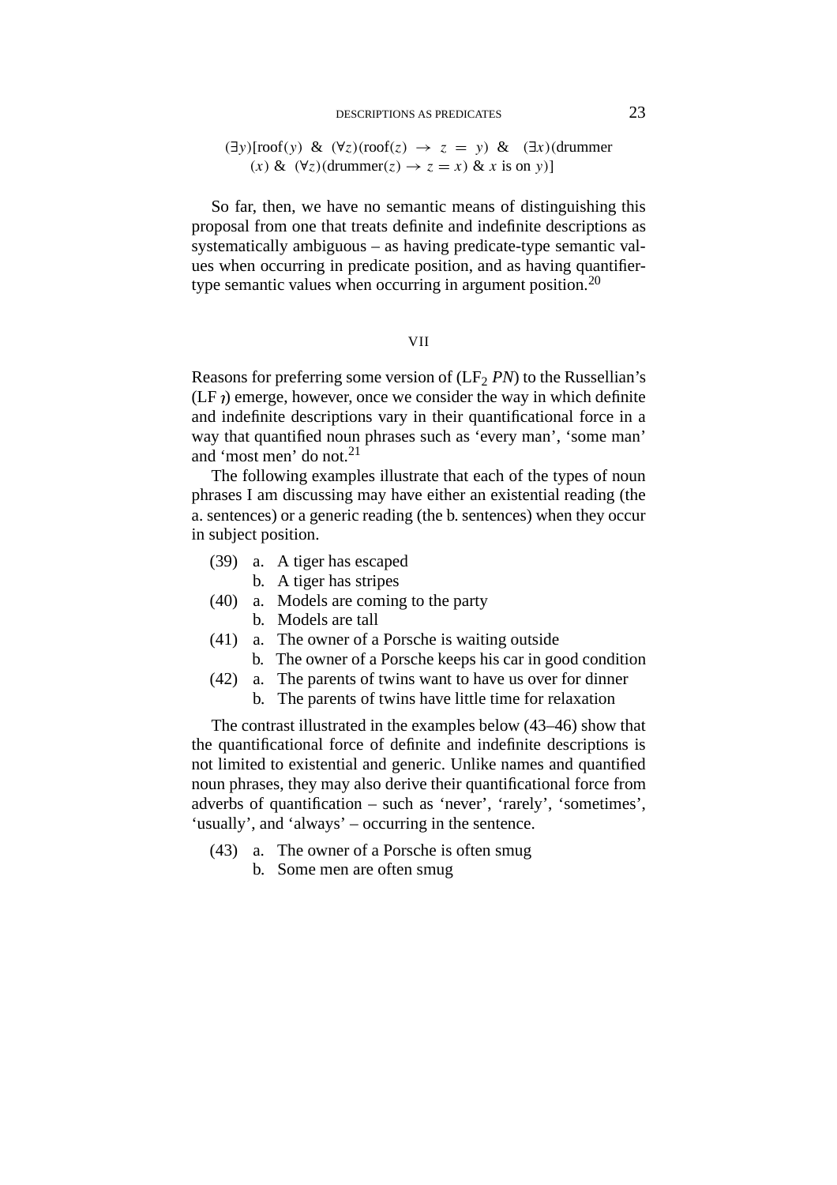$$(\exists y)[\text{roof}(y)\ \&\ (\forall z)(\text{roof}(z) \rightarrow z = y)\ \&\ (\exists x)(\text{drummer}(x)\ \&\ (\forall z)(\text{drummer}(z) \rightarrow z = x)\ \&\ x \text{ is on } y)]$$

So far, then, we have no semantic means of distinguishing this proposal from one that treats definite and indefinite descriptions as systematically ambiguous – as having predicate-type semantic values when occurring in predicate position, and as having quantifier-type semantic values when occurring in argument position.[20]

## VII

Reasons for preferring some version of ($LF_2$ *PN*) to the Russellian's (LF $\iota$) emerge, however, once we consider the way in which definite and indefinite descriptions vary in their quantificational force in a way that quantified noun phrases such as 'every man', 'some man' and 'most men' do not.[21]

The following examples illustrate that each of the types of noun phrases I am discussing may have either an existential reading (the a. sentences) or a generic reading (the b. sentences) when they occur in subject position.

(39) a. A tiger has escaped
 b. A tiger has stripes

(40) a. Models are coming to the party
 b. Models are tall

(41) a. The owner of a Porsche is waiting outside
 b. The owner of a Porsche keeps his car in good condition

(42) a. The parents of twins want to have us over for dinner
 b. The parents of twins have little time for relaxation

The contrast illustrated in the examples below (43–46) show that the quantificational force of definite and indefinite descriptions is not limited to existential and generic. Unlike names and quantified noun phrases, they may also derive their quantificational force from adverbs of quantification – such as 'never', 'rarely', 'sometimes', 'usually', and 'always' – occurring in the sentence.

(43) a. The owner of a Porsche is often smug
 b. Some men are often smug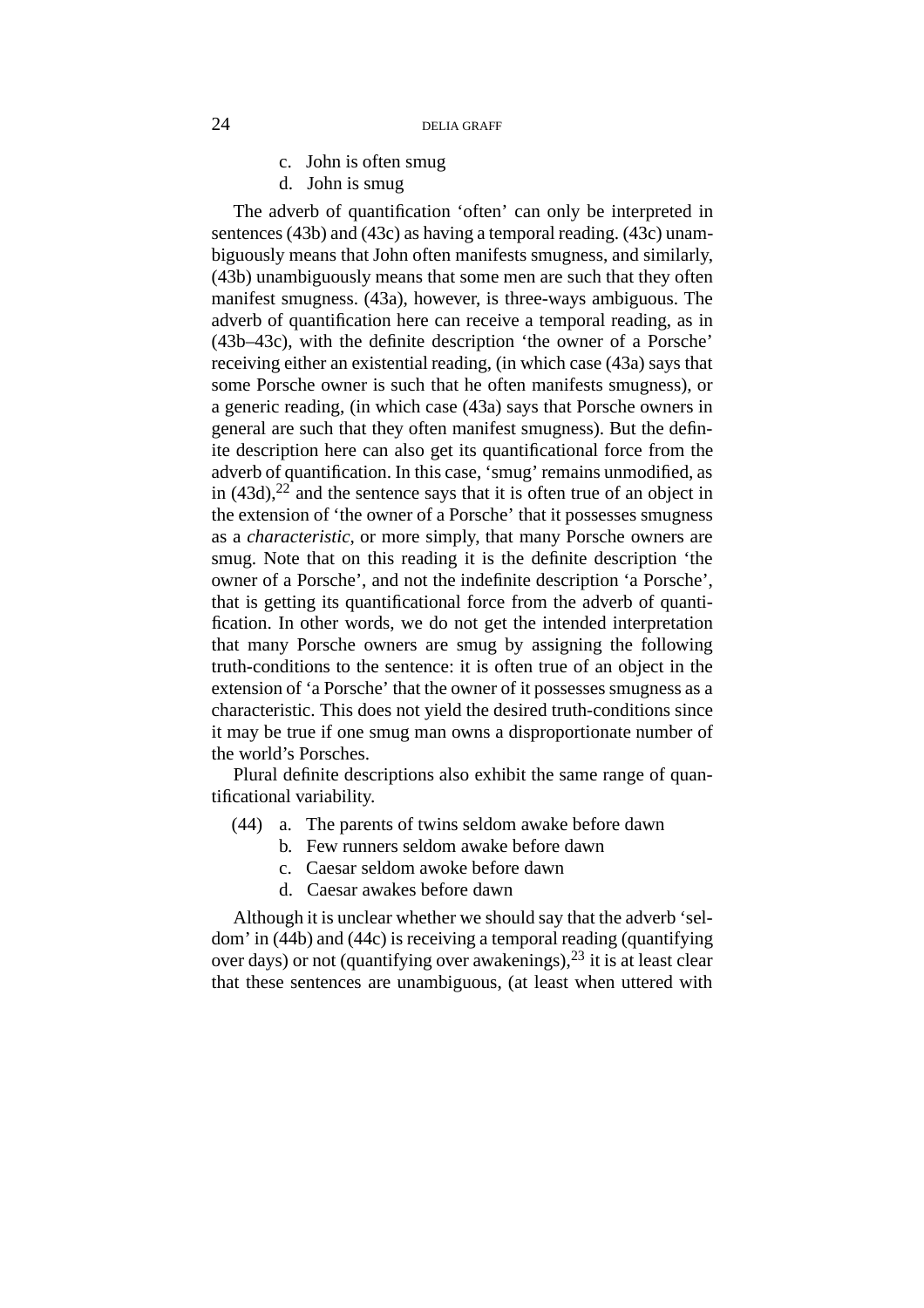c. John is often smug
d. John is smug

The adverb of quantification 'often' can only be interpreted in sentences (43b) and (43c) as having a temporal reading. (43c) unambiguously means that John often manifests smugness, and similarly, (43b) unambiguously means that some men are such that they often manifest smugness. (43a), however, is three-ways ambiguous. The adverb of quantification here can receive a temporal reading, as in (43b–43c), with the definite description 'the owner of a Porsche' receiving either an existential reading, (in which case (43a) says that some Porsche owner is such that he often manifests smugness), or a generic reading, (in which case (43a) says that Porsche owners in general are such that they often manifest smugness). But the definite description here can also get its quantificational force from the adverb of quantification. In this case, 'smug' remains unmodified, as in (43d),[22] and the sentence says that it is often true of an object in the extension of 'the owner of a Porsche' that it possesses smugness as a *characteristic*, or more simply, that many Porsche owners are smug. Note that on this reading it is the definite description 'the owner of a Porsche', and not the indefinite description 'a Porsche', that is getting its quantificational force from the adverb of quantification. In other words, we do not get the intended interpretation that many Porsche owners are smug by assigning the following truth-conditions to the sentence: it is often true of an object in the extension of 'a Porsche' that the owner of it possesses smugness as a characteristic. This does not yield the desired truth-conditions since it may be true if one smug man owns a disproportionate number of the world's Porsches.

Plural definite descriptions also exhibit the same range of quantificational variability.

(44) a. The parents of twins seldom awake before dawn
b. Few runners seldom awake before dawn
c. Caesar seldom awoke before dawn
d. Caesar awakes before dawn

Although it is unclear whether we should say that the adverb 'seldom' in (44b) and (44c) is receiving a temporal reading (quantifying over days) or not (quantifying over awakenings),[23] it is at least clear that these sentences are unambiguous, (at least when uttered with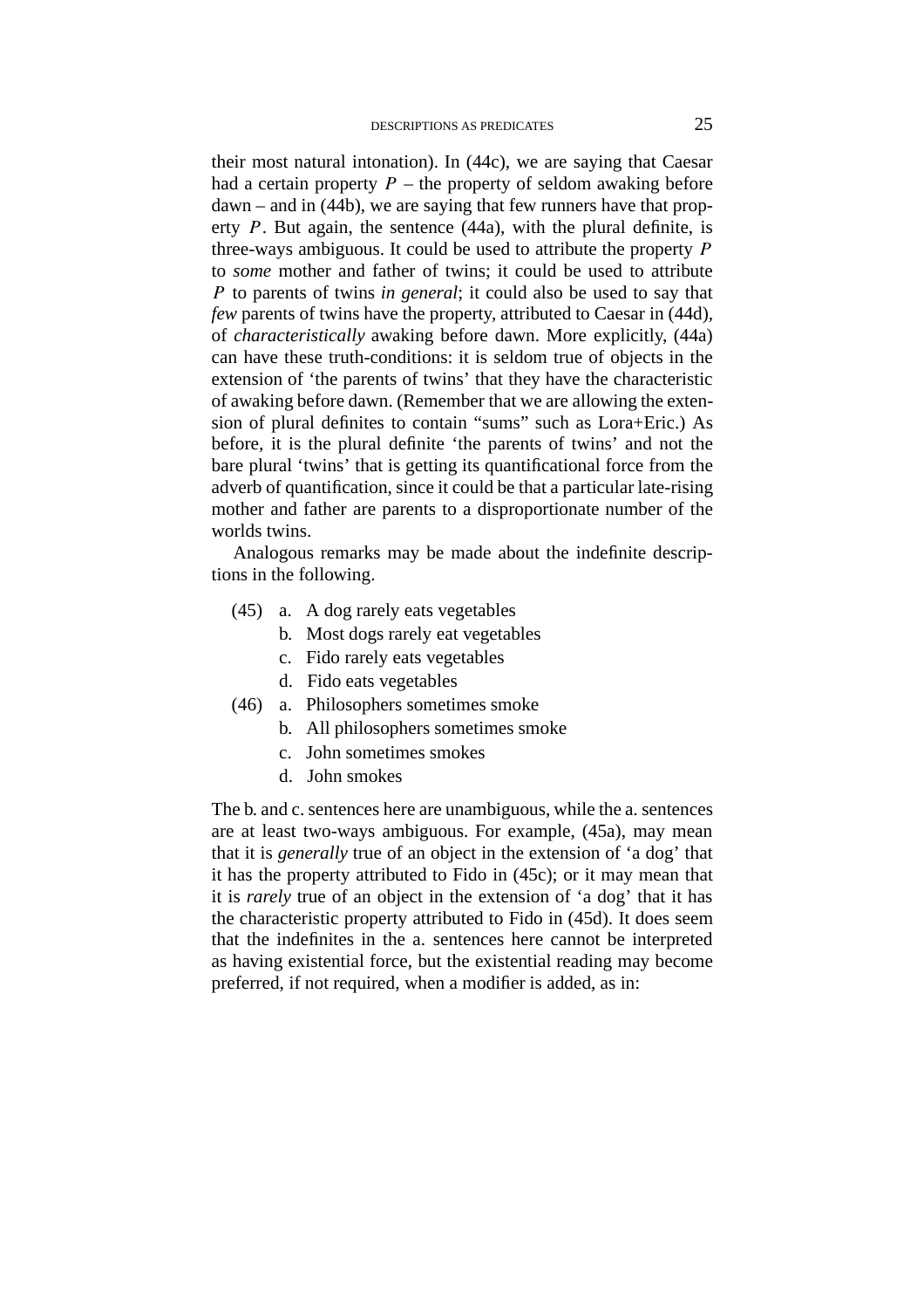their most natural intonation). In (44c), we are saying that Caesar had a certain property $P$ – the property of seldom awaking before dawn – and in (44b), we are saying that few runners have that property $P$. But again, the sentence (44a), with the plural definite, is three-ways ambiguous. It could be used to attribute the property $P$ to *some* mother and father of twins; it could be used to attribute $P$ to parents of twins *in general*; it could also be used to say that *few* parents of twins have the property, attributed to Caesar in (44d), of *characteristically* awaking before dawn. More explicitly, (44a) can have these truth-conditions: it is seldom true of objects in the extension of 'the parents of twins' that they have the characteristic of awaking before dawn. (Remember that we are allowing the extension of plural definites to contain "sums" such as Lora+Eric.) As before, it is the plural definite 'the parents of twins' and not the bare plural 'twins' that is getting its quantificational force from the adverb of quantification, since it could be that a particular late-rising mother and father are parents to a disproportionate number of the worlds twins.

Analogous remarks may be made about the indefinite descriptions in the following.

(45) a. A dog rarely eats vegetables
 b. Most dogs rarely eat vegetables
 c. Fido rarely eats vegetables
 d. Fido eats vegetables

(46) a. Philosophers sometimes smoke
 b. All philosophers sometimes smoke
 c. John sometimes smokes
 d. John smokes

The b. and c. sentences here are unambiguous, while the a. sentences are at least two-ways ambiguous. For example, (45a), may mean that it is *generally* true of an object in the extension of 'a dog' that it has the property attributed to Fido in (45c); or it may mean that it is *rarely* true of an object in the extension of 'a dog' that it has the characteristic property attributed to Fido in (45d). It does seem that the indefinites in the a. sentences here cannot be interpreted as having existential force, but the existential reading may become preferred, if not required, when a modifier is added, as in: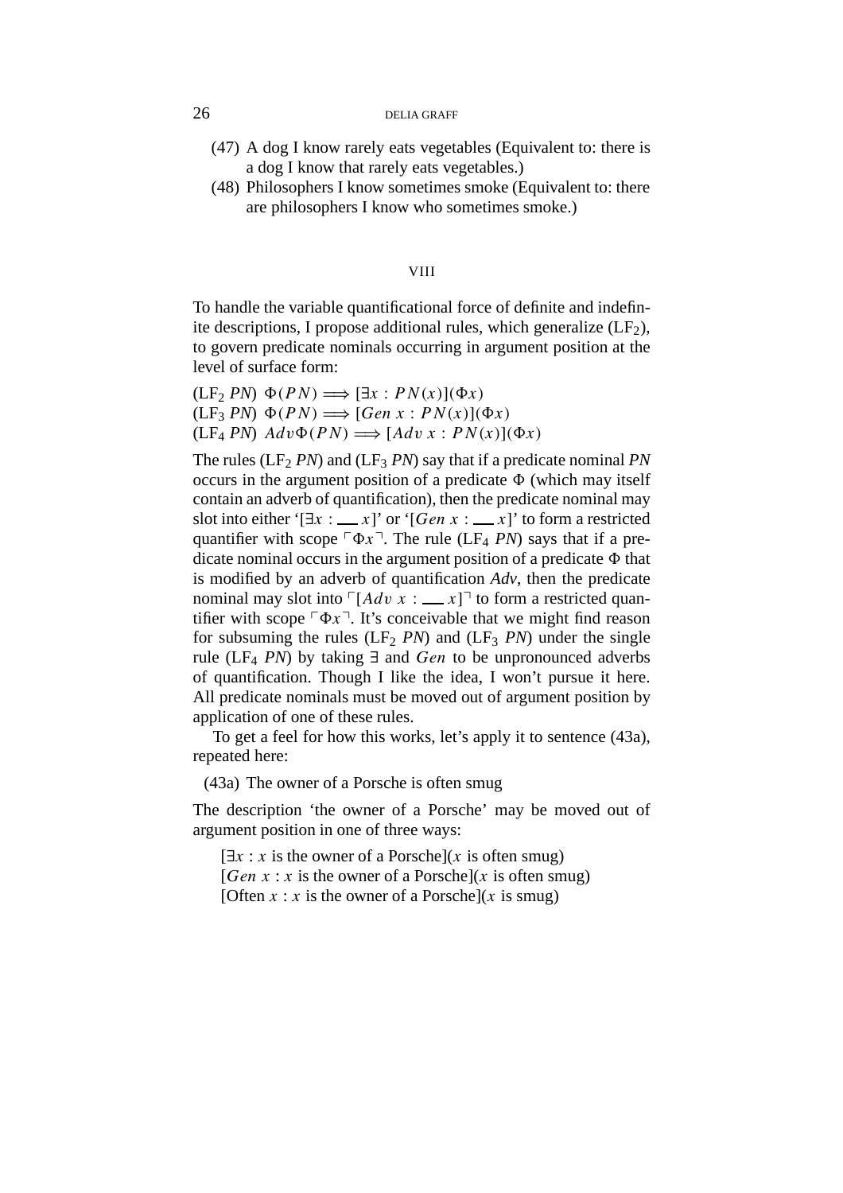(47) A dog I know rarely eats vegetables (Equivalent to: there is a dog I know that rarely eats vegetables.)

(48) Philosophers I know sometimes smoke (Equivalent to: there are philosophers I know who sometimes smoke.)

## VIII

To handle the variable quantificational force of definite and indefinite descriptions, I propose additional rules, which generalize ($LF_2$), to govern predicate nominals occurring in argument position at the level of surface form:

($LF_2$ *PN*) $\Phi(PN) \Longrightarrow [\exists x : PN(x)](\Phi x)$
($LF_3$ *PN*) $\Phi(PN) \Longrightarrow [Gen\ x : PN(x)](\Phi x)$
($LF_4$ *PN*) $Adv\Phi(PN) \Longrightarrow [Adv\ x : PN(x)](\Phi x)$

The rules ($LF_2$ *PN*) and ($LF_3$ *PN*) say that if a predicate nominal *PN* occurs in the argument position of a predicate $\Phi$ (which may itself contain an adverb of quantification), then the predicate nominal may slot into either '$[\exists x : \_\_\ x]$' or '$[Gen\ x : \_\_\ x]$' to form a restricted quantifier with scope $\ulcorner \Phi x \urcorner$. The rule ($LF_4$ *PN*) says that if a predicate nominal occurs in the argument position of a predicate $\Phi$ that is modified by an adverb of quantification *Adv*, then the predicate nominal may slot into $\ulcorner [Adv\ x : \_\_\ x] \urcorner$ to form a restricted quantifier with scope $\ulcorner \Phi x \urcorner$. It's conceivable that we might find reason for subsuming the rules ($LF_2$ *PN*) and ($LF_3$ *PN*) under the single rule ($LF_4$ *PN*) by taking $\exists$ and $Gen$ to be unpronounced adverbs of quantification. Though I like the idea, I won't pursue it here. All predicate nominals must be moved out of argument position by application of one of these rules.

To get a feel for how this works, let's apply it to sentence (43a), repeated here:

(43a) The owner of a Porsche is often smug

The description 'the owner of a Porsche' may be moved out of argument position in one of three ways:

$[\exists x : x$ is the owner of a Porsche$](x$ is often smug$)$
$[Gen\ x : x$ is the owner of a Porsche$](x$ is often smug$)$
$[$Often $x : x$ is the owner of a Porsche$](x$ is smug$)$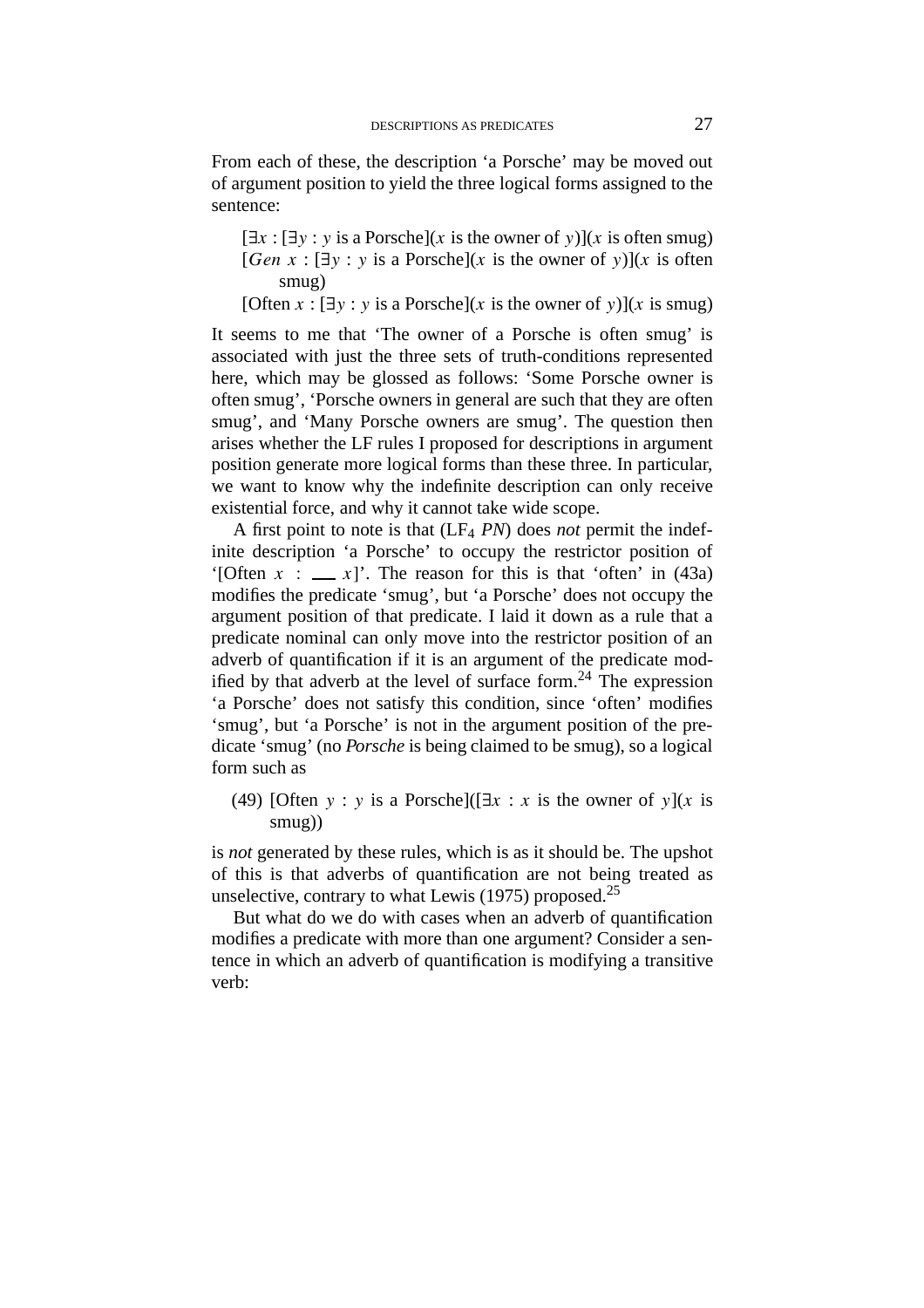From each of these, the description 'a Porsche' may be moved out of argument position to yield the three logical forms assigned to the sentence:

> [$\exists x$ : [$\exists y$ : $y$ is a Porsche]($x$ is the owner of $y$)]($x$ is often smug)
> [$Gen\ x$ : [$\exists y$ : $y$ is a Porsche]($x$ is the owner of $y$)]($x$ is often smug)
> [Often $x$ : [$\exists y$ : $y$ is a Porsche]($x$ is the owner of $y$)]($x$ is smug)

It seems to me that 'The owner of a Porsche is often smug' is associated with just the three sets of truth-conditions represented here, which may be glossed as follows: 'Some Porsche owner is often smug', 'Porsche owners in general are such that they are often smug', and 'Many Porsche owners are smug'. The question then arises whether the LF rules I proposed for descriptions in argument position generate more logical forms than these three. In particular, we want to know why the indefinite description can only receive existential force, and why it cannot take wide scope.

A first point to note is that ($LF_4$ *PN*) does *not* permit the indefinite description 'a Porsche' to occupy the restrictor position of '[Often $x$ : ___ $x$]'. The reason for this is that 'often' in (43a) modifies the predicate 'smug', but 'a Porsche' does not occupy the argument position of that predicate. I laid it down as a rule that a predicate nominal can only move into the restrictor position of an adverb of quantification if it is an argument of the predicate modified by that adverb at the level of surface form.[24] The expression 'a Porsche' does not satisfy this condition, since 'often' modifies 'smug', but 'a Porsche' is not in the argument position of the predicate 'smug' (no *Porsche* is being claimed to be smug), so a logical form such as

(49) [Often $y$ : $y$ is a Porsche]([$\exists x$ : $x$ is the owner of $y$]($x$ is smug))

is *not* generated by these rules, which is as it should be. The upshot of this is that adverbs of quantification are not being treated as unselective, contrary to what Lewis (1975) proposed.[25]

But what do we do with cases when an adverb of quantification modifies a predicate with more than one argument? Consider a sentence in which an adverb of quantification is modifying a transitive verb: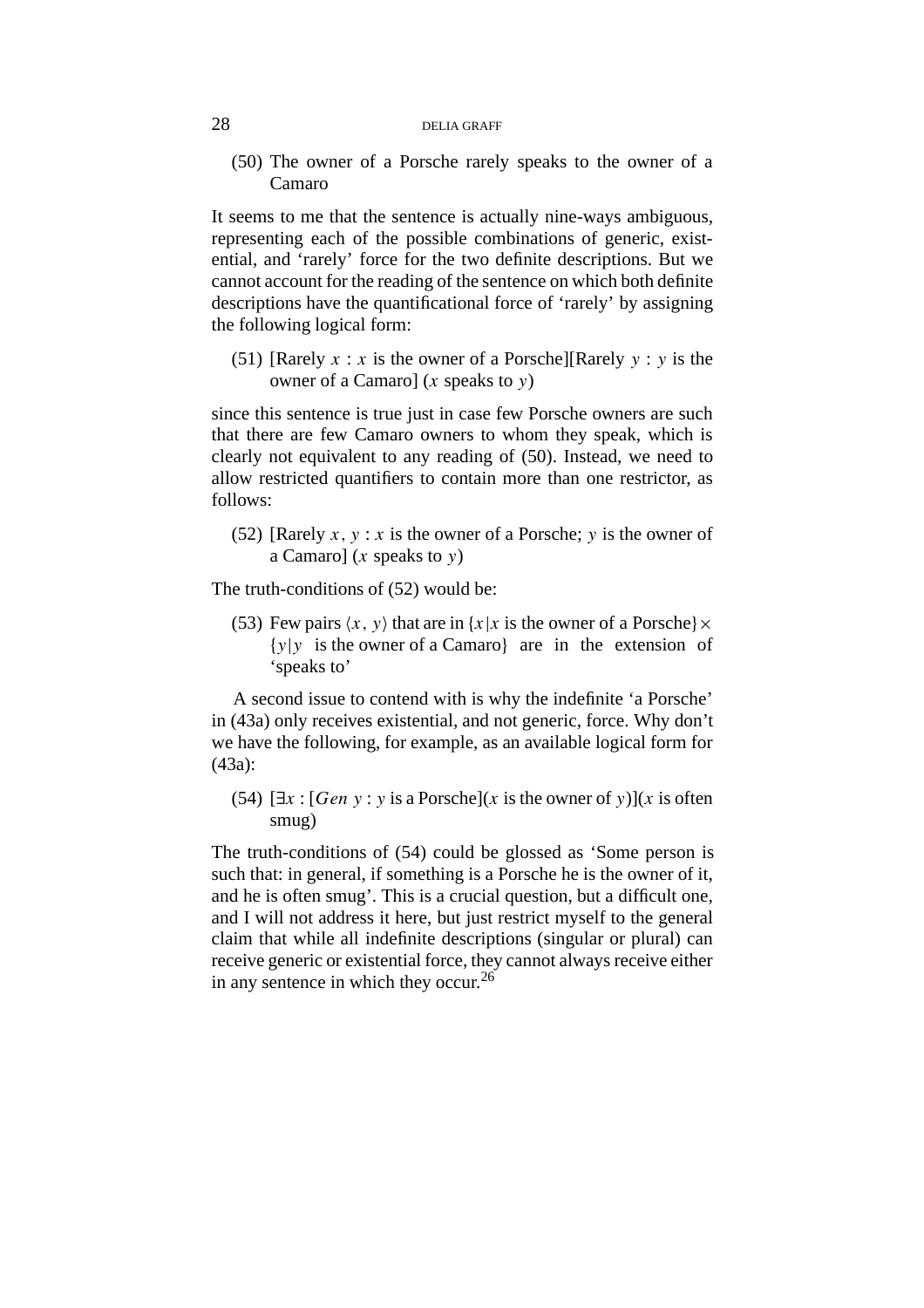(50) The owner of a Porsche rarely speaks to the owner of a Camaro

It seems to me that the sentence is actually nine-ways ambiguous, representing each of the possible combinations of generic, existential, and 'rarely' force for the two definite descriptions. But we cannot account for the reading of the sentence on which both definite descriptions have the quantificational force of 'rarely' by assigning the following logical form:

(51) [Rarely $x$ : $x$ is the owner of a Porsche][Rarely $y$ : $y$ is the owner of a Camaro] ($x$ speaks to $y$)

since this sentence is true just in case few Porsche owners are such that there are few Camaro owners to whom they speak, which is clearly not equivalent to any reading of (50). Instead, we need to allow restricted quantifiers to contain more than one restrictor, as follows:

(52) [Rarely $x$, $y$ : $x$ is the owner of a Porsche; $y$ is the owner of a Camaro] ($x$ speaks to $y$)

The truth-conditions of (52) would be:

(53) Few pairs $\langle x, y\rangle$ that are in $\{x|x$ is the owner of a Porsche$\} \times \{y|y$ is the owner of a Camaro$\}$ are in the extension of 'speaks to'

A second issue to contend with is why the indefinite 'a Porsche' in (43a) only receives existential, and not generic, force. Why don't we have the following, for example, as an available logical form for (43a):

(54) [$\exists x$ : [*Gen* $y$ : $y$ is a Porsche]($x$ is the owner of $y$)]($x$ is often smug)

The truth-conditions of (54) could be glossed as 'Some person is such that: in general, if something is a Porsche he is the owner of it, and he is often smug'. This is a crucial question, but a difficult one, and I will not address it here, but just restrict myself to the general claim that while all indefinite descriptions (singular or plural) can receive generic or existential force, they cannot always receive either in any sentence in which they occur.[26]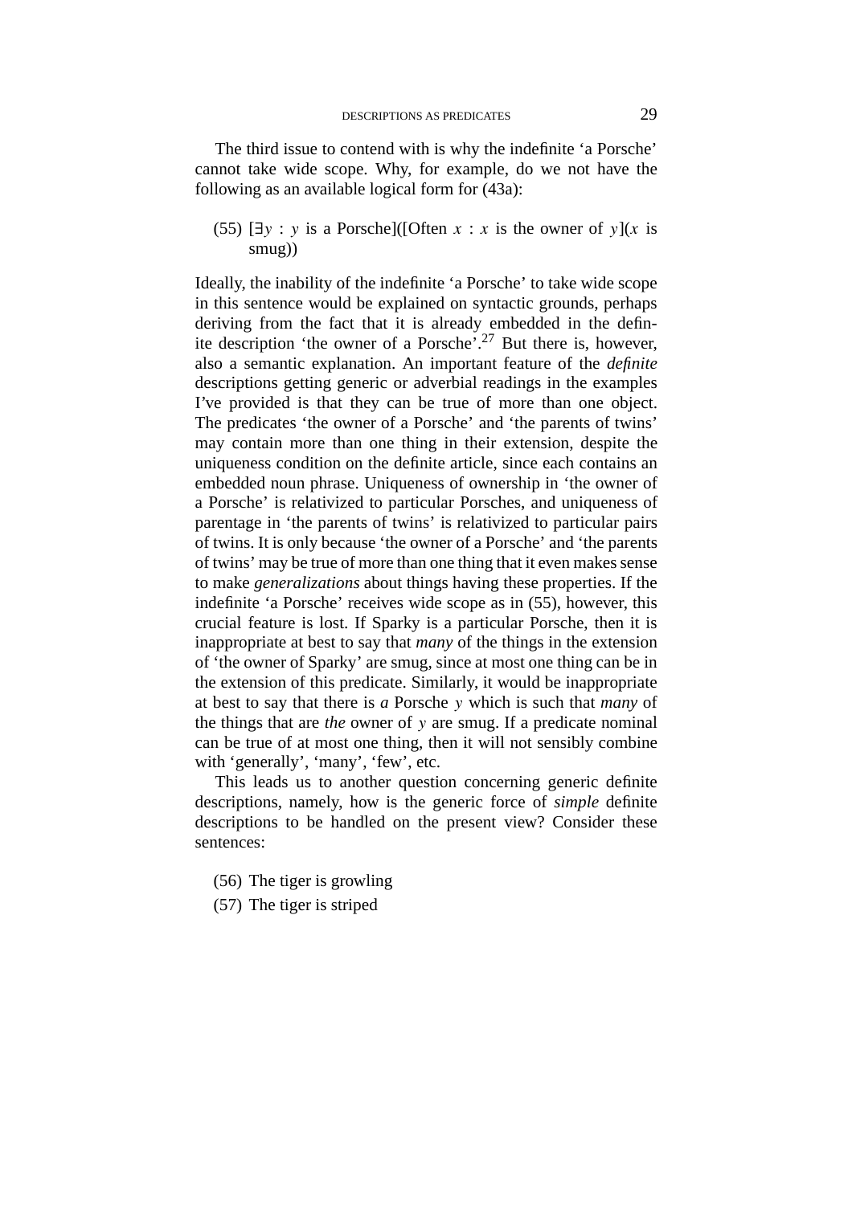The third issue to contend with is why the indefinite 'a Porsche' cannot take wide scope. Why, for example, do we not have the following as an available logical form for (43a):

(55) [$\exists y$ : $y$ is a Porsche]([Often $x$ : $x$ is the owner of $y$]($x$ is smug))

Ideally, the inability of the indefinite 'a Porsche' to take wide scope in this sentence would be explained on syntactic grounds, perhaps deriving from the fact that it is already embedded in the definite description 'the owner of a Porsche'.[27] But there is, however, also a semantic explanation. An important feature of the *definite* descriptions getting generic or adverbial readings in the examples I've provided is that they can be true of more than one object. The predicates 'the owner of a Porsche' and 'the parents of twins' may contain more than one thing in their extension, despite the uniqueness condition on the definite article, since each contains an embedded noun phrase. Uniqueness of ownership in 'the owner of a Porsche' is relativized to particular Porsches, and uniqueness of parentage in 'the parents of twins' is relativized to particular pairs of twins. It is only because 'the owner of a Porsche' and 'the parents of twins' may be true of more than one thing that it even makes sense to make *generalizations* about things having these properties. If the indefinite 'a Porsche' receives wide scope as in (55), however, this crucial feature is lost. If Sparky is a particular Porsche, then it is inappropriate at best to say that *many* of the things in the extension of 'the owner of Sparky' are smug, since at most one thing can be in the extension of this predicate. Similarly, it would be inappropriate at best to say that there is *a* Porsche $y$ which is such that *many* of the things that are *the* owner of $y$ are smug. If a predicate nominal can be true of at most one thing, then it will not sensibly combine with 'generally', 'many', 'few', etc.

This leads us to another question concerning generic definite descriptions, namely, how is the generic force of *simple* definite descriptions to be handled on the present view? Consider these sentences:

(56) The tiger is growling

(57) The tiger is striped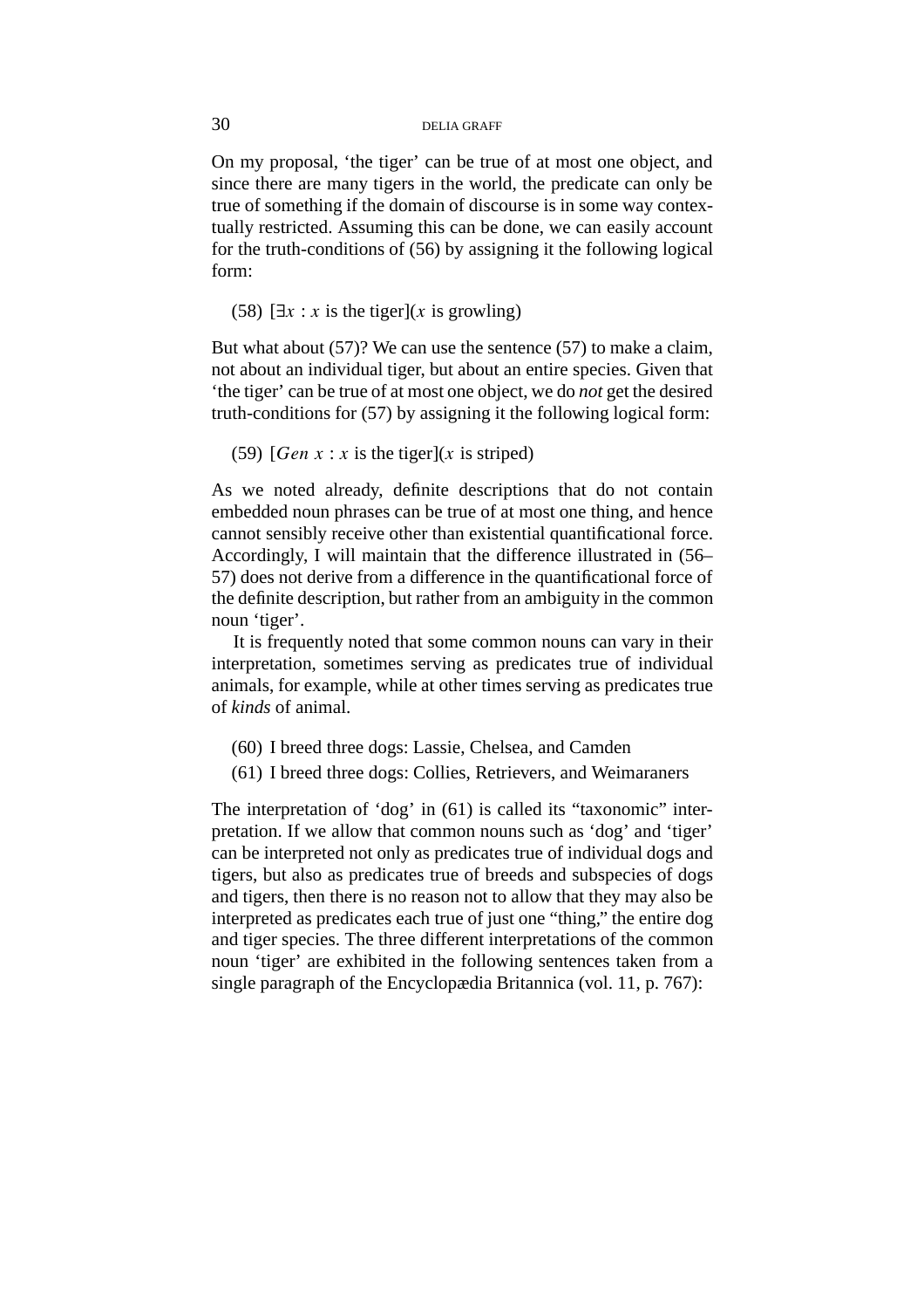On my proposal, 'the tiger' can be true of at most one object, and since there are many tigers in the world, the predicate can only be true of something if the domain of discourse is in some way contextually restricted. Assuming this can be done, we can easily account for the truth-conditions of (56) by assigning it the following logical form:

(58) $[\exists x : x$ is the tiger$](x$ is growling$)$

But what about (57)? We can use the sentence (57) to make a claim, not about an individual tiger, but about an entire species. Given that 'the tiger' can be true of at most one object, we do *not* get the desired truth-conditions for (57) by assigning it the following logical form:

(59) $[Gen\ x : x$ is the tiger$](x$ is striped$)$

As we noted already, definite descriptions that do not contain embedded noun phrases can be true of at most one thing, and hence cannot sensibly receive other than existential quantificational force. Accordingly, I will maintain that the difference illustrated in (56–57) does not derive from a difference in the quantificational force of the definite description, but rather from an ambiguity in the common noun 'tiger'.

It is frequently noted that some common nouns can vary in their interpretation, sometimes serving as predicates true of individual animals, for example, while at other times serving as predicates true of *kinds* of animal.

(60) I breed three dogs: Lassie, Chelsea, and Camden

(61) I breed three dogs: Collies, Retrievers, and Weimaraners

The interpretation of 'dog' in (61) is called its "taxonomic" interpretation. If we allow that common nouns such as 'dog' and 'tiger' can be interpreted not only as predicates true of individual dogs and tigers, but also as predicates true of breeds and subspecies of dogs and tigers, then there is no reason not to allow that they may also be interpreted as predicates each true of just one "thing," the entire dog and tiger species. The three different interpretations of the common noun 'tiger' are exhibited in the following sentences taken from a single paragraph of the Encyclopædia Britannica (vol. 11, p. 767):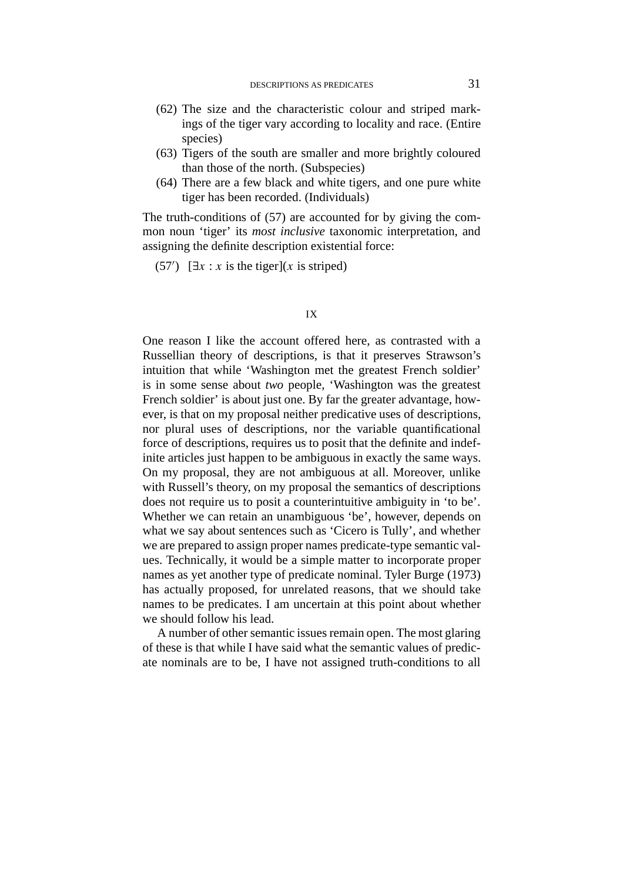(62) The size and the characteristic colour and striped markings of the tiger vary according to locality and race. (Entire species)

(63) Tigers of the south are smaller and more brightly coloured than those of the north. (Subspecies)

(64) There are a few black and white tigers, and one pure white tiger has been recorded. (Individuals)

The truth-conditions of (57) are accounted for by giving the common noun 'tiger' its *most inclusive* taxonomic interpretation, and assigning the definite description existential force:

(57′) [$\exists x$ : $x$ is the tiger]($x$ is striped)

## IX

One reason I like the account offered here, as contrasted with a Russellian theory of descriptions, is that it preserves Strawson's intuition that while 'Washington met the greatest French soldier' is in some sense about *two* people, 'Washington was the greatest French soldier' is about just one. By far the greater advantage, however, is that on my proposal neither predicative uses of descriptions, nor plural uses of descriptions, nor the variable quantificational force of descriptions, requires us to posit that the definite and indefinite articles just happen to be ambiguous in exactly the same ways. On my proposal, they are not ambiguous at all. Moreover, unlike with Russell's theory, on my proposal the semantics of descriptions does not require us to posit a counterintuitive ambiguity in 'to be'. Whether we can retain an unambiguous 'be', however, depends on what we say about sentences such as 'Cicero is Tully', and whether we are prepared to assign proper names predicate-type semantic values. Technically, it would be a simple matter to incorporate proper names as yet another type of predicate nominal. Tyler Burge (1973) has actually proposed, for unrelated reasons, that we should take names to be predicates. I am uncertain at this point about whether we should follow his lead.

A number of other semantic issues remain open. The most glaring of these is that while I have said what the semantic values of predicate nominals are to be, I have not assigned truth-conditions to all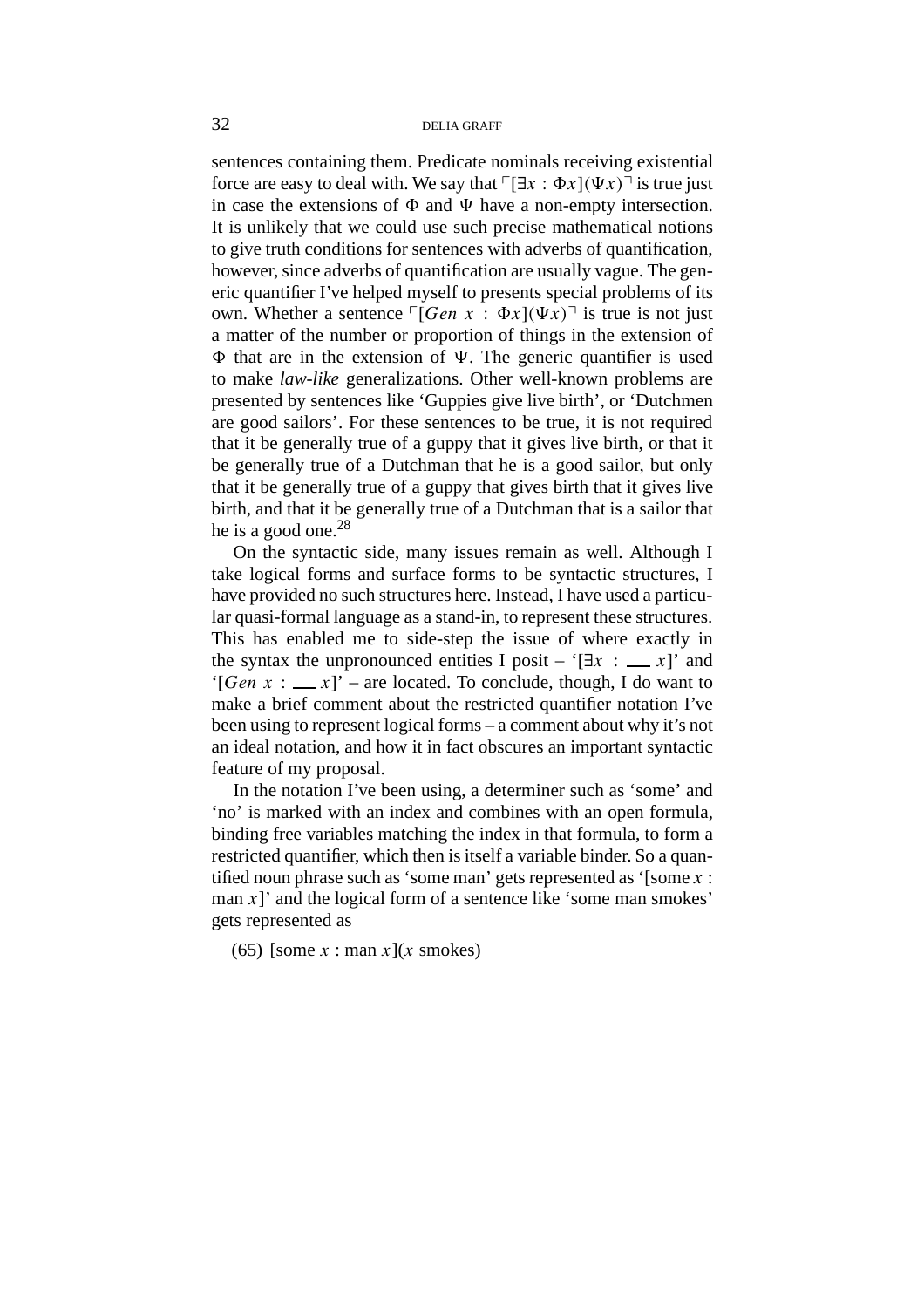sentences containing them. Predicate nominals receiving existential force are easy to deal with. We say that $\ulcorner[\exists x : \Phi x](\Psi x)\urcorner$ is true just in case the extensions of $\Phi$ and $\Psi$ have a non-empty intersection. It is unlikely that we could use such precise mathematical notions to give truth conditions for sentences with adverbs of quantification, however, since adverbs of quantification are usually vague. The generic quantifier I've helped myself to presents special problems of its own. Whether a sentence $\ulcorner[Gen\ x : \Phi x](\Psi x)\urcorner$ is true is not just a matter of the number or proportion of things in the extension of $\Phi$ that are in the extension of $\Psi$. The generic quantifier is used to make *law-like* generalizations. Other well-known problems are presented by sentences like 'Guppies give live birth', or 'Dutchmen are good sailors'. For these sentences to be true, it is not required that it be generally true of a guppy that it gives live birth, or that it be generally true of a Dutchman that he is a good sailor, but only that it be generally true of a guppy that gives birth that it gives live birth, and that it be generally true of a Dutchman that is a sailor that he is a good one.[28]

On the syntactic side, many issues remain as well. Although I take logical forms and surface forms to be syntactic structures, I have provided no such structures here. Instead, I have used a particular quasi-formal language as a stand-in, to represent these structures. This has enabled me to side-step the issue of where exactly in the syntax the unpronounced entities I posit – '$[\exists x : \underline{\quad}\ x]$' and '$[Gen\ x : \underline{\quad}\ x]$' – are located. To conclude, though, I do want to make a brief comment about the restricted quantifier notation I've been using to represent logical forms – a comment about why it's not an ideal notation, and how it in fact obscures an important syntactic feature of my proposal.

In the notation I've been using, a determiner such as 'some' and 'no' is marked with an index and combines with an open formula, binding free variables matching the index in that formula, to form a restricted quantifier, which then is itself a variable binder. So a quantified noun phrase such as 'some man' gets represented as '[some $x$ : man $x$]' and the logical form of a sentence like 'some man smokes' gets represented as

(65) [some $x$ : man $x$]($x$ smokes)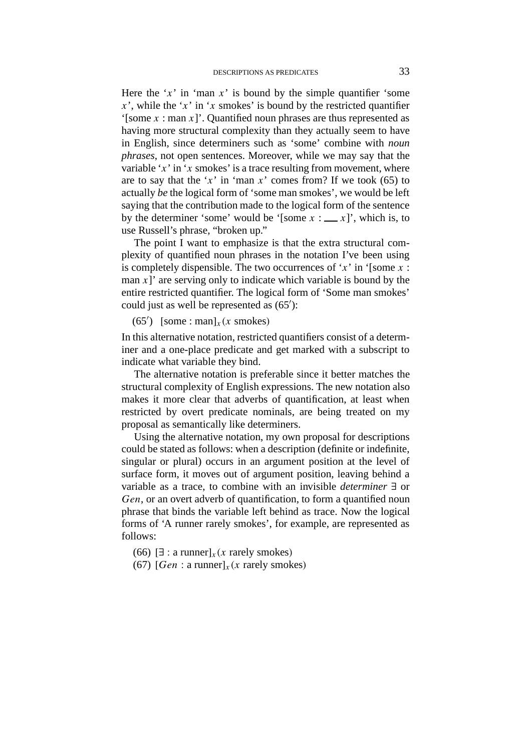Here the '$x$' in 'man $x$' is bound by the simple quantifier 'some $x$', while the '$x$' in '$x$ smokes' is bound by the restricted quantifier '[some $x$ : man $x$]'. Quantified noun phrases are thus represented as having more structural complexity than they actually seem to have in English, since determiners such as 'some' combine with *noun phrases*, not open sentences. Moreover, while we may say that the variable '$x$' in '$x$ smokes' is a trace resulting from movement, where are to say that the '$x$' in 'man $x$' comes from? If we took (65) to actually *be* the logical form of 'some man smokes', we would be left saying that the contribution made to the logical form of the sentence by the determiner 'some' would be '[some $x$ : ___ $x$]', which is, to use Russell's phrase, "broken up."

The point I want to emphasize is that the extra structural complexity of quantified noun phrases in the notation I've been using is completely dispensible. The two occurrences of '$x$' in '[some $x$ : man $x$]' are serving only to indicate which variable is bound by the entire restricted quantifier. The logical form of 'Some man smokes' could just as well be represented as (65′):

(65′) $[\text{some} : \text{man}]_x(x \text{ smokes})$

In this alternative notation, restricted quantifiers consist of a determiner and a one-place predicate and get marked with a subscript to indicate what variable they bind.

The alternative notation is preferable since it better matches the structural complexity of English expressions. The new notation also makes it more clear that adverbs of quantification, at least when restricted by overt predicate nominals, are being treated on my proposal as semantically like determiners.

Using the alternative notation, my own proposal for descriptions could be stated as follows: when a description (definite or indefinite, singular or plural) occurs in an argument position at the level of surface form, it moves out of argument position, leaving behind a variable as a trace, to combine with an invisible *determiner* $\exists$ or $Gen$, or an overt adverb of quantification, to form a quantified noun phrase that binds the variable left behind as trace. Now the logical forms of 'A runner rarely smokes', for example, are represented as follows:

(66) $[\exists : \text{a runner}]_x(x \text{ rarely smokes})$

(67) $[Gen : \text{a runner}]_x(x \text{ rarely smokes})$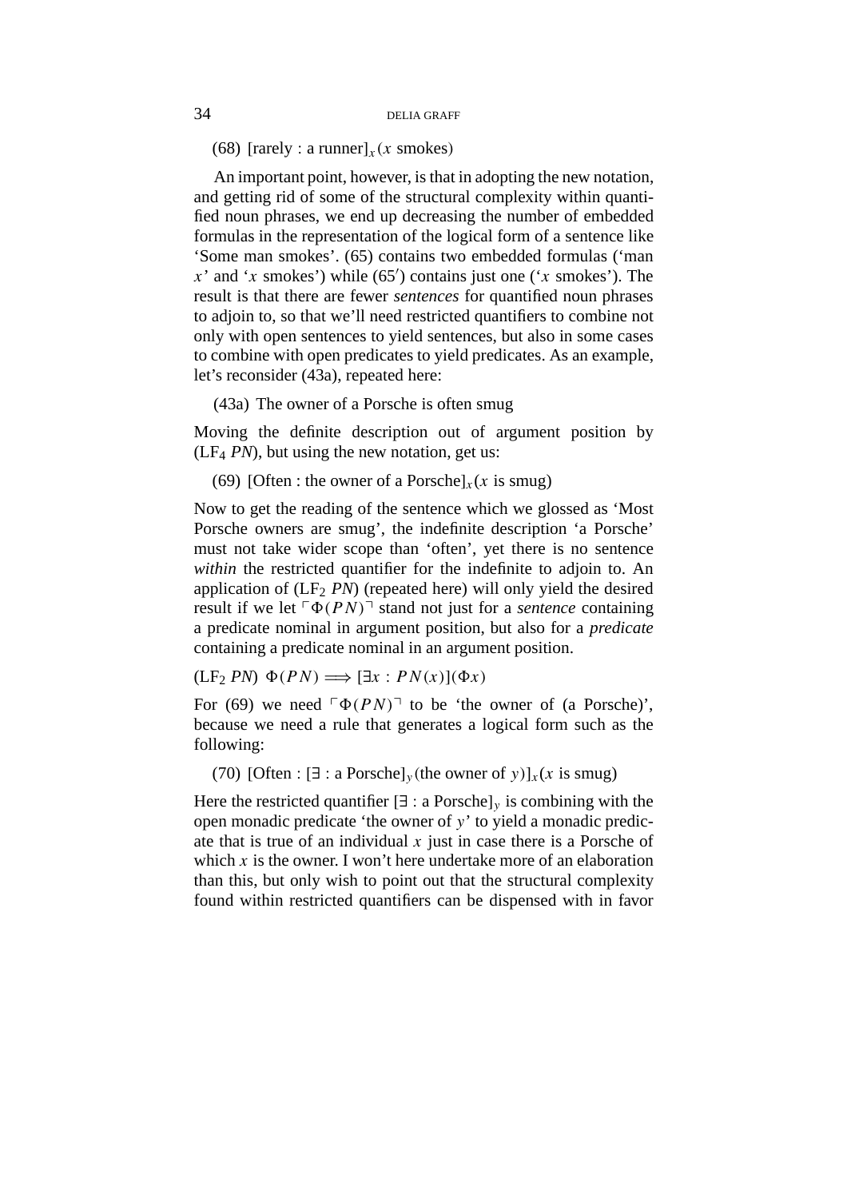(68) [rarely : a runner]$_x$($x$ smokes)

An important point, however, is that in adopting the new notation, and getting rid of some of the structural complexity within quantified noun phrases, we end up decreasing the number of embedded formulas in the representation of the logical form of a sentence like 'Some man smokes'. (65) contains two embedded formulas ('man $x$' and '$x$ smokes') while (65′) contains just one ('$x$ smokes'). The result is that there are fewer *sentences* for quantified noun phrases to adjoin to, so that we'll need restricted quantifiers to combine not only with open sentences to yield sentences, but also in some cases to combine with open predicates to yield predicates. As an example, let's reconsider (43a), repeated here:

(43a) The owner of a Porsche is often smug

Moving the definite description out of argument position by (LF$_4$ *PN*), but using the new notation, get us:

(69) [Often : the owner of a Porsche]$_x$($x$ is smug)

Now to get the reading of the sentence which we glossed as 'Most Porsche owners are smug', the indefinite description 'a Porsche' must not take wider scope than 'often', yet there is no sentence *within* the restricted quantifier for the indefinite to adjoin to. An application of (LF$_2$ *PN*) (repeated here) will only yield the desired result if we let $\ulcorner\Phi(PN)\urcorner$ stand not just for a *sentence* containing a predicate nominal in argument position, but also for a *predicate* containing a predicate nominal in an argument position.

(LF$_2$ *PN*) $\Phi(PN) \Longrightarrow [\exists x : PN(x)](\Phi x)$

For (69) we need $\ulcorner\Phi(PN)\urcorner$ to be 'the owner of (a Porsche)', because we need a rule that generates a logical form such as the following:

(70) [Often : [$\exists$ : a Porsche]$_y$(the owner of $y$)]$_x$($x$ is smug)

Here the restricted quantifier [$\exists$ : a Porsche]$_y$ is combining with the open monadic predicate 'the owner of $y$' to yield a monadic predicate that is true of an individual $x$ just in case there is a Porsche of which $x$ is the owner. I won't here undertake more of an elaboration than this, but only wish to point out that the structural complexity found within restricted quantifiers can be dispensed with in favor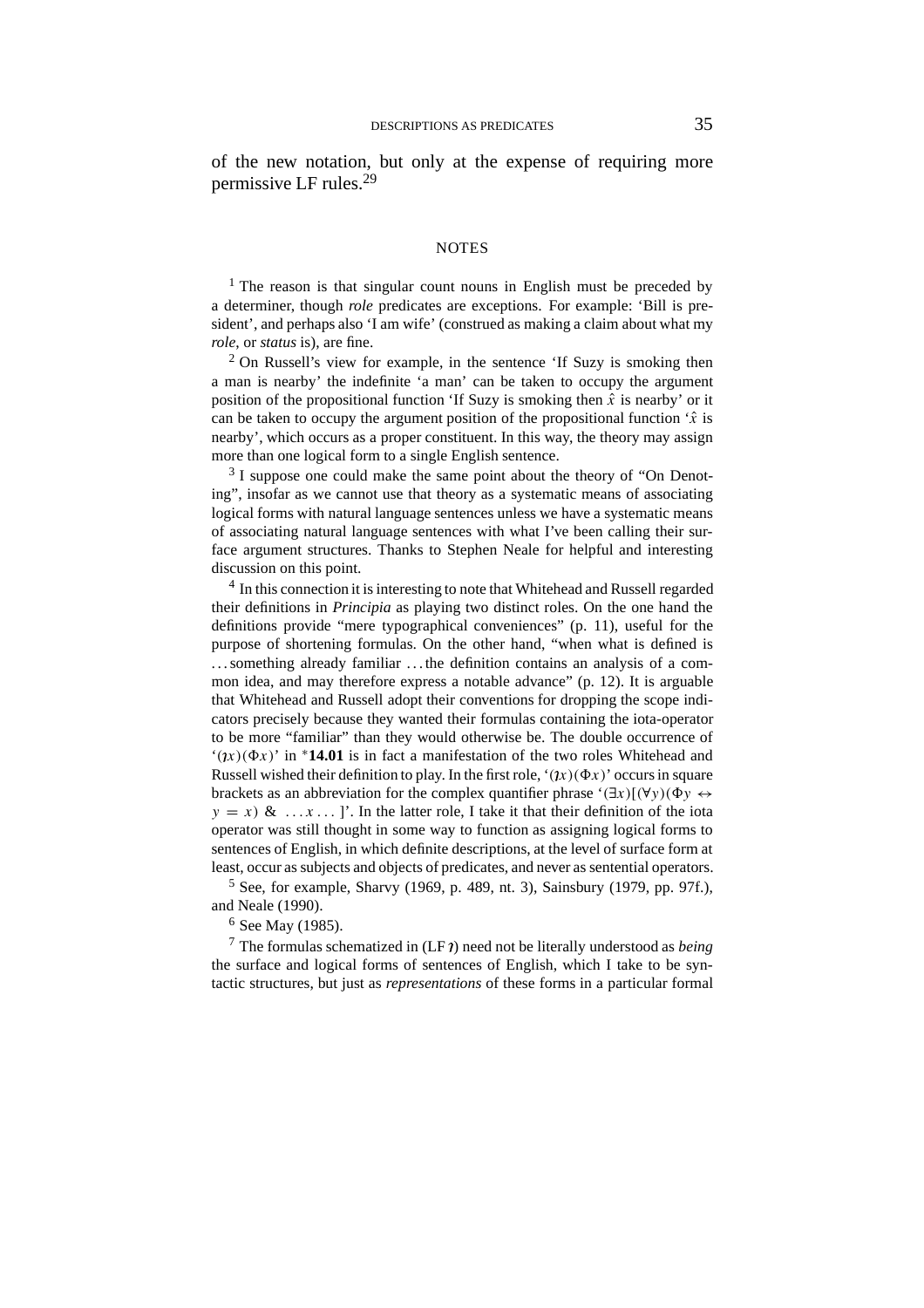of the new notation, but only at the expense of requiring more permissive LF rules.[29]

## NOTES

[1] The reason is that singular count nouns in English must be preceded by a determiner, though *role* predicates are exceptions. For example: 'Bill is president', and perhaps also 'I am wife' (construed as making a claim about what my *role*, or *status* is), are fine.

[2] On Russell's view for example, in the sentence 'If Suzy is smoking then a man is nearby' the indefinite 'a man' can be taken to occupy the argument position of the propositional function 'If Suzy is smoking then $\hat{x}$ is nearby' or it can be taken to occupy the argument position of the propositional function '$\hat{x}$ is nearby', which occurs as a proper constituent. In this way, the theory may assign more than one logical form to a single English sentence.

[3] I suppose one could make the same point about the theory of "On Denoting", insofar as we cannot use that theory as a systematic means of associating logical forms with natural language sentences unless we have a systematic means of associating natural language sentences with what I've been calling their surface argument structures. Thanks to Stephen Neale for helpful and interesting discussion on this point.

[4] In this connection it is interesting to note that Whitehead and Russell regarded their definitions in *Principia* as playing two distinct roles. On the one hand the definitions provide "mere typographical conveniences" (p. 11), useful for the purpose of shortening formulas. On the other hand, "when what is defined is ... something already familiar ... the definition contains an analysis of a common idea, and may therefore express a notable advance" (p. 12). It is arguable that Whitehead and Russell adopt their conventions for dropping the scope indicators precisely because they wanted their formulas containing the iota-operator to be more "familiar" than they would otherwise be. The double occurrence of '$(\imath x)(\Phi x)$' in *​**14.01** is in fact a manifestation of the two roles Whitehead and Russell wished their definition to play. In the first role, '$(\imath x)(\Phi x)$' occurs in square brackets as an abbreviation for the complex quantifier phrase '$(\exists x)[(\forall y)(\Phi y \leftrightarrow y = x)$ & $\ldots x \ldots]$'. In the latter role, I take it that their definition of the iota operator was still thought in some way to function as assigning logical forms to sentences of English, in which definite descriptions, at the level of surface form at least, occur as subjects and objects of predicates, and never as sentential operators.

[5] See, for example, Sharvy (1969, p. 489, nt. 3), Sainsbury (1979, pp. 97f.), and Neale (1990).

[6] See May (1985).

[7] The formulas schematized in (LF $\imath$) need not be literally understood as *being* the surface and logical forms of sentences of English, which I take to be syntactic structures, but just as *representations* of these forms in a particular formal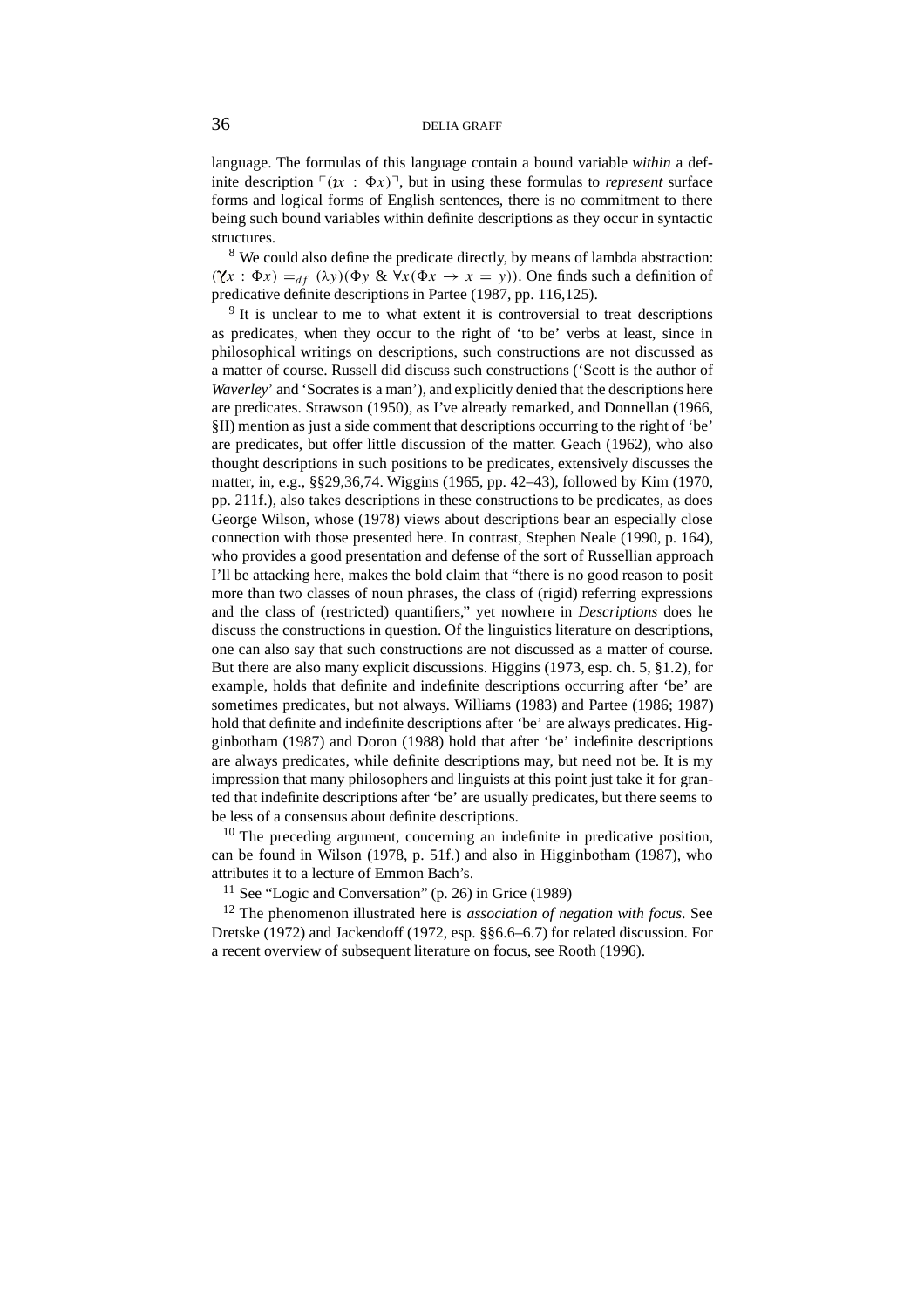language. The formulas of this language contain a bound variable *within* a definite description $\ulcorner(\iota x : \Phi x)\urcorner$, but in using these formulas to *represent* surface forms and logical forms of English sentences, there is no commitment to there being such bound variables within definite descriptions as they occur in syntactic structures.

[8] We could also define the predicate directly, by means of lambda abstraction: $(\text{\textiota}x : \Phi x) =_{df} (\lambda y)(\Phi y \ \& \ \forall x(\Phi x \rightarrow x = y))$. One finds such a definition of predicative definite descriptions in Partee (1987, pp. 116,125).

[9] It is unclear to me to what extent it is controversial to treat descriptions as predicates, when they occur to the right of 'to be' verbs at least, since in philosophical writings on descriptions, such constructions are not discussed as a matter of course. Russell did discuss such constructions ('Scott is the author of *Waverley*' and 'Socrates is a man'), and explicitly denied that the descriptions here are predicates. Strawson (1950), as I've already remarked, and Donnellan (1966, §II) mention as just a side comment that descriptions occurring to the right of 'be' are predicates, but offer little discussion of the matter. Geach (1962), who also thought descriptions in such positions to be predicates, extensively discusses the matter, in, e.g., §§29,36,74. Wiggins (1965, pp. 42–43), followed by Kim (1970, pp. 211f.), also takes descriptions in these constructions to be predicates, as does George Wilson, whose (1978) views about descriptions bear an especially close connection with those presented here. In contrast, Stephen Neale (1990, p. 164), who provides a good presentation and defense of the sort of Russellian approach I'll be attacking here, makes the bold claim that "there is no good reason to posit more than two classes of noun phrases, the class of (rigid) referring expressions and the class of (restricted) quantifiers," yet nowhere in *Descriptions* does he discuss the constructions in question. Of the linguistics literature on descriptions, one can also say that such constructions are not discussed as a matter of course. But there are also many explicit discussions. Higgins (1973, esp. ch. 5, §1.2), for example, holds that definite and indefinite descriptions occurring after 'be' are sometimes predicates, but not always. Williams (1983) and Partee (1986; 1987) hold that definite and indefinite descriptions after 'be' are always predicates. Higginbotham (1987) and Doron (1988) hold that after 'be' indefinite descriptions are always predicates, while definite descriptions may, but need not be. It is my impression that many philosophers and linguists at this point just take it for granted that indefinite descriptions after 'be' are usually predicates, but there seems to be less of a consensus about definite descriptions.

[10] The preceding argument, concerning an indefinite in predicative position, can be found in Wilson (1978, p. 51f.) and also in Higginbotham (1987), who attributes it to a lecture of Emmon Bach's.

[11] See "Logic and Conversation" (p. 26) in Grice (1989)

[12] The phenomenon illustrated here is *association of negation with focus*. See Dretske (1972) and Jackendoff (1972, esp. §§6.6–6.7) for related discussion. For a recent overview of subsequent literature on focus, see Rooth (1996).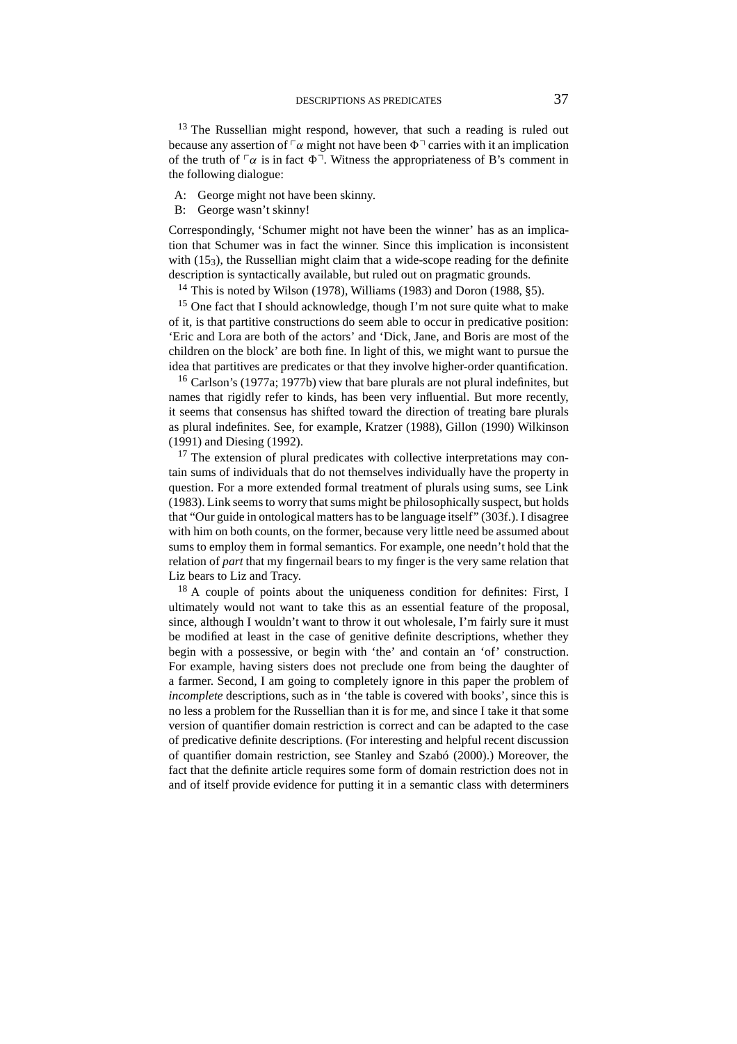[13] The Russellian might respond, however, that such a reading is ruled out because any assertion of $\ulcorner\alpha$ might not have been $\Phi\urcorner$ carries with it an implication of the truth of $\ulcorner\alpha$ is in fact $\Phi\urcorner$. Witness the appropriateness of B's comment in the following dialogue:

A: George might not have been skinny.
B: George wasn't skinny!

Correspondingly, 'Schumer might not have been the winner' has as an implication that Schumer was in fact the winner. Since this implication is inconsistent with ($15_3$), the Russellian might claim that a wide-scope reading for the definite description is syntactically available, but ruled out on pragmatic grounds.

[14] This is noted by Wilson (1978), Williams (1983) and Doron (1988, §5).

[15] One fact that I should acknowledge, though I'm not sure quite what to make of it, is that partitive constructions do seem able to occur in predicative position: 'Eric and Lora are both of the actors' and 'Dick, Jane, and Boris are most of the children on the block' are both fine. In light of this, we might want to pursue the idea that partitives are predicates or that they involve higher-order quantification.

[16] Carlson's (1977a; 1977b) view that bare plurals are not plural indefinites, but names that rigidly refer to kinds, has been very influential. But more recently, it seems that consensus has shifted toward the direction of treating bare plurals as plural indefinites. See, for example, Kratzer (1988), Gillon (1990) Wilkinson (1991) and Diesing (1992).

[17] The extension of plural predicates with collective interpretations may contain sums of individuals that do not themselves individually have the property in question. For a more extended formal treatment of plurals using sums, see Link (1983). Link seems to worry that sums might be philosophically suspect, but holds that "Our guide in ontological matters has to be language itself" (303f.). I disagree with him on both counts, on the former, because very little need be assumed about sums to employ them in formal semantics. For example, one needn't hold that the relation of *part* that my fingernail bears to my finger is the very same relation that Liz bears to Liz and Tracy.

[18] A couple of points about the uniqueness condition for definites: First, I ultimately would not want to take this as an essential feature of the proposal, since, although I wouldn't want to throw it out wholesale, I'm fairly sure it must be modified at least in the case of genitive definite descriptions, whether they begin with a possessive, or begin with 'the' and contain an 'of' construction. For example, having sisters does not preclude one from being the daughter of a farmer. Second, I am going to completely ignore in this paper the problem of *incomplete* descriptions, such as in 'the table is covered with books', since this is no less a problem for the Russellian than it is for me, and since I take it that some version of quantifier domain restriction is correct and can be adapted to the case of predicative definite descriptions. (For interesting and helpful recent discussion of quantifier domain restriction, see Stanley and Szabó (2000).) Moreover, the fact that the definite article requires some form of domain restriction does not in and of itself provide evidence for putting it in a semantic class with determiners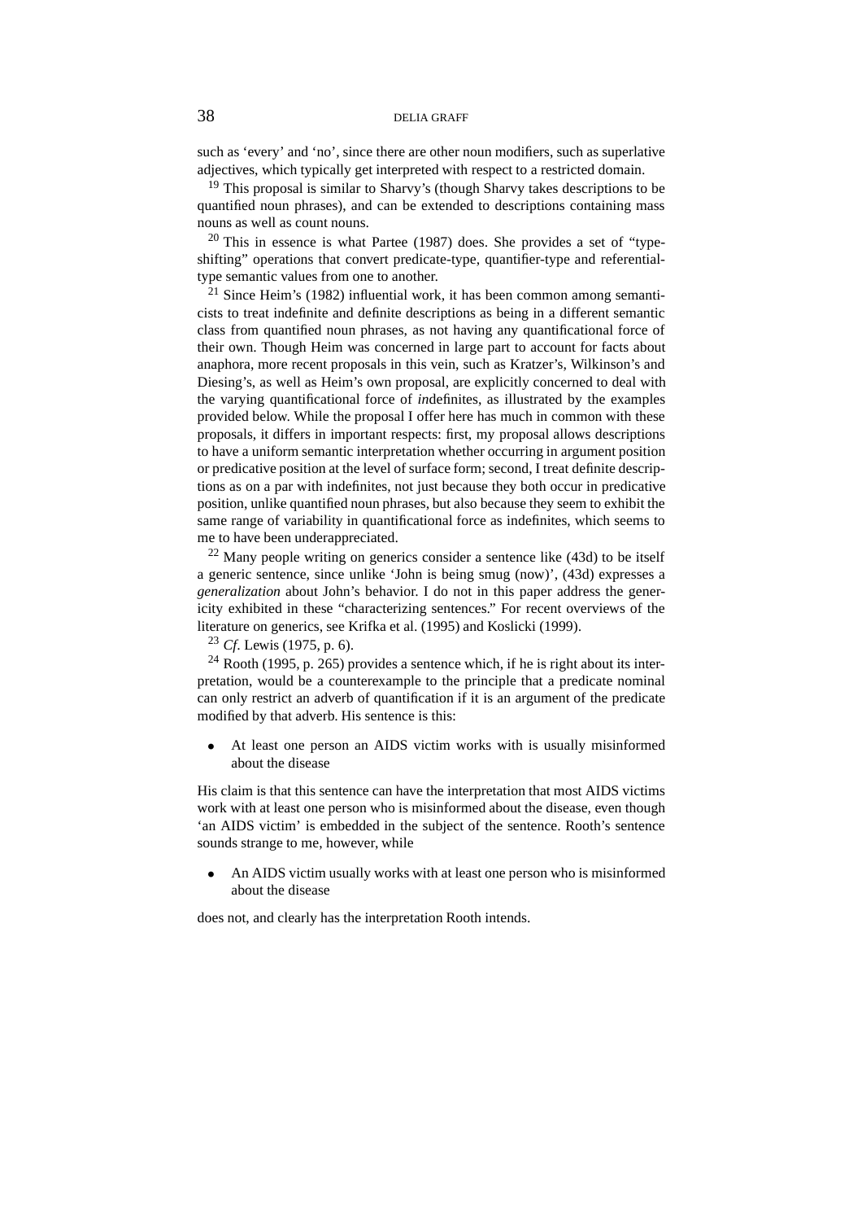such as 'every' and 'no', since there are other noun modifiers, such as superlative adjectives, which typically get interpreted with respect to a restricted domain.

[19] This proposal is similar to Sharvy's (though Sharvy takes descriptions to be quantified noun phrases), and can be extended to descriptions containing mass nouns as well as count nouns.

[20] This in essence is what Partee (1987) does. She provides a set of "type-shifting" operations that convert predicate-type, quantifier-type and referential-type semantic values from one to another.

[21] Since Heim's (1982) influential work, it has been common among semanticists to treat indefinite and definite descriptions as being in a different semantic class from quantified noun phrases, as not having any quantificational force of their own. Though Heim was concerned in large part to account for facts about anaphora, more recent proposals in this vein, such as Kratzer's, Wilkinson's and Diesing's, as well as Heim's own proposal, are explicitly concerned to deal with the varying quantificational force of *in*definites, as illustrated by the examples provided below. While the proposal I offer here has much in common with these proposals, it differs in important respects: first, my proposal allows descriptions to have a uniform semantic interpretation whether occurring in argument position or predicative position at the level of surface form; second, I treat definite descriptions as on a par with indefinites, not just because they both occur in predicative position, unlike quantified noun phrases, but also because they seem to exhibit the same range of variability in quantificational force as indefinites, which seems to me to have been underappreciated.

[22] Many people writing on generics consider a sentence like (43d) to be itself a generic sentence, since unlike 'John is being smug (now)', (43d) expresses a *generalization* about John's behavior. I do not in this paper address the genericity exhibited in these "characterizing sentences." For recent overviews of the literature on generics, see Krifka et al. (1995) and Koslicki (1999).

[23] *Cf*. Lewis (1975, p. 6).

[24] Rooth (1995, p. 265) provides a sentence which, if he is right about its interpretation, would be a counterexample to the principle that a predicate nominal can only restrict an adverb of quantification if it is an argument of the predicate modified by that adverb. His sentence is this:

- At least one person an AIDS victim works with is usually misinformed about the disease

His claim is that this sentence can have the interpretation that most AIDS victims work with at least one person who is misinformed about the disease, even though 'an AIDS victim' is embedded in the subject of the sentence. Rooth's sentence sounds strange to me, however, while

- An AIDS victim usually works with at least one person who is misinformed about the disease

does not, and clearly has the interpretation Rooth intends.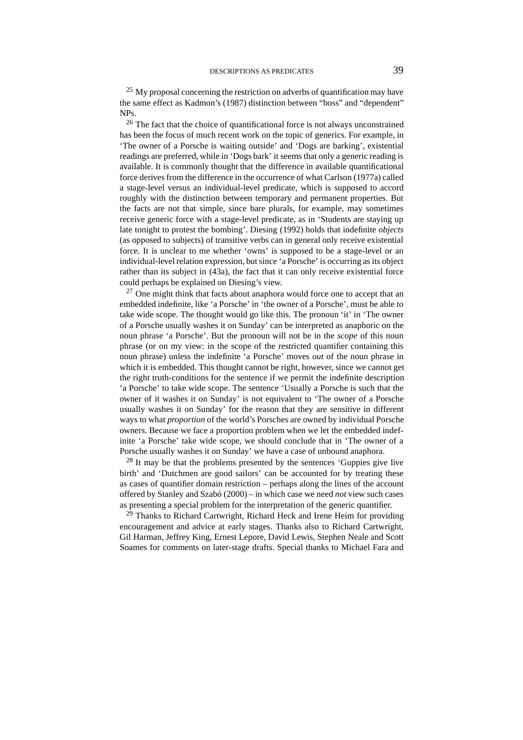[25] My proposal concerning the restriction on adverbs of quantification may have the same effect as Kadmon's (1987) distinction between "boss" and "dependent" NPs.

[26] The fact that the choice of quantificational force is not always unconstrained has been the focus of much recent work on the topic of generics. For example, in 'The owner of a Porsche is waiting outside' and 'Dogs are barking', existential readings are preferred, while in 'Dogs bark' it seems that only a generic reading is available. It is commonly thought that the difference in available quantificational force derives from the difference in the occurrence of what Carlson (1977a) called a stage-level versus an individual-level predicate, which is supposed to accord roughly with the distinction between temporary and permanent properties. But the facts are not that simple, since bare plurals, for example, may sometimes receive generic force with a stage-level predicate, as in 'Students are staying up late tonight to protest the bombing'. Diesing (1992) holds that indefinite *objects* (as opposed to subjects) of transitive verbs can in general only receive existential force. It is unclear to me whether 'owns' is supposed to be a stage-level or an individual-level relation expression, but since 'a Porsche' is occurring as its object rather than its subject in (43a), the fact that it can only receive existential force could perhaps be explained on Diesing's view.

[27] One might think that facts about anaphora would force one to accept that an embedded indefinite, like 'a Porsche' in 'the owner of a Porsche', must be able to take wide scope. The thought would go like this. The pronoun 'it' in 'The owner of a Porsche usually washes it on Sunday' can be interpreted as anaphoric on the noun phrase 'a Porsche'. But the pronoun will not be in the *scope* of this noun phrase (or on my view: in the scope of the restricted quantifier containing this noun phrase) unless the indefinite 'a Porsche' moves *out* of the noun phrase in which it is embedded. This thought cannot be right, however, since we cannot get the right truth-conditions for the sentence if we permit the indefinite description 'a Porsche' to take wide scope. The sentence 'Usually a Porsche is such that the owner of it washes it on Sunday' is not equivalent to 'The owner of a Porsche usually washes it on Sunday' for the reason that they are sensitive in different ways to what *proportion* of the world's Porsches are owned by individual Porsche owners. Because we face a proportion problem when we let the embedded indefinite 'a Porsche' take wide scope, we should conclude that in 'The owner of a Porsche usually washes it on Sunday' we have a case of unbound anaphora.

[28] It may be that the problems presented by the sentences 'Guppies give live birth' and 'Dutchmen are good sailors' can be accounted for by treating these as cases of quantifier domain restriction – perhaps along the lines of the account offered by Stanley and Szabó (2000) – in which case we need *not* view such cases as presenting a special problem for the interpretation of the generic quantifier.

[29] Thanks to Richard Cartwright, Richard Heck and Irene Heim for providing encouragement and advice at early stages. Thanks also to Richard Cartwright, Gil Harman, Jeffrey King, Ernest Lepore, David Lewis, Stephen Neale and Scott Soames for comments on later-stage drafts. Special thanks to Michael Fara and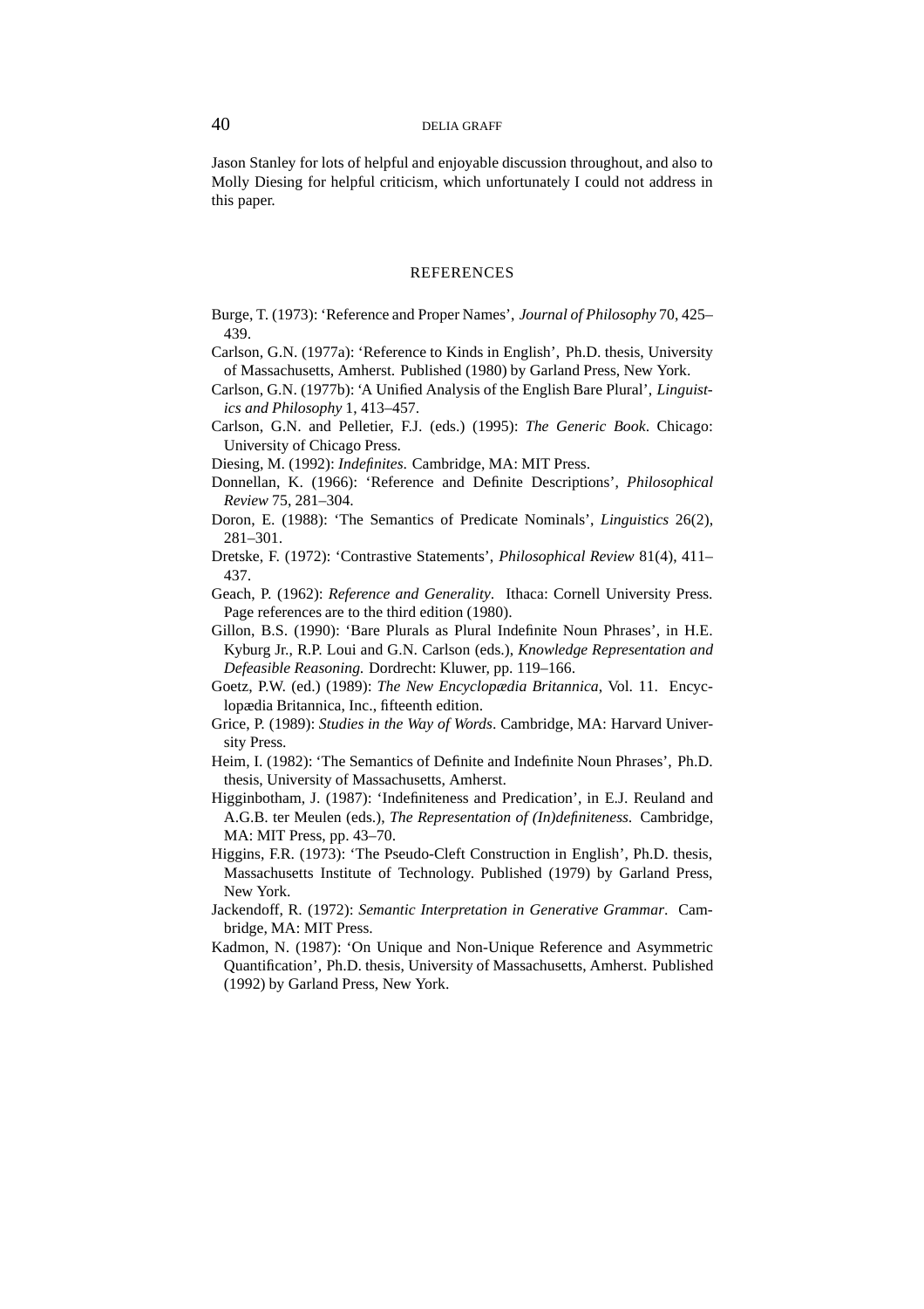Jason Stanley for lots of helpful and enjoyable discussion throughout, and also to Molly Diesing for helpful criticism, which unfortunately I could not address in this paper.

## REFERENCES

Burge, T. (1973): 'Reference and Proper Names', *Journal of Philosophy* 70, 425–439.

Carlson, G.N. (1977a): 'Reference to Kinds in English', Ph.D. thesis, University of Massachusetts, Amherst. Published (1980) by Garland Press, New York.

Carlson, G.N. (1977b): 'A Unified Analysis of the English Bare Plural', *Linguistics and Philosophy* 1, 413–457.

Carlson, G.N. and Pelletier, F.J. (eds.) (1995): *The Generic Book*. Chicago: University of Chicago Press.

Diesing, M. (1992): *Indefinites*. Cambridge, MA: MIT Press.

Donnellan, K. (1966): 'Reference and Definite Descriptions', *Philosophical Review* 75, 281–304.

Doron, E. (1988): 'The Semantics of Predicate Nominals', *Linguistics* 26(2), 281–301.

Dretske, F. (1972): 'Contrastive Statements', *Philosophical Review* 81(4), 411–437.

Geach, P. (1962): *Reference and Generality*. Ithaca: Cornell University Press. Page references are to the third edition (1980).

Gillon, B.S. (1990): 'Bare Plurals as Plural Indefinite Noun Phrases', in H.E. Kyburg Jr., R.P. Loui and G.N. Carlson (eds.), *Knowledge Representation and Defeasible Reasoning*. Dordrecht: Kluwer, pp. 119–166.

Goetz, P.W. (ed.) (1989): *The New Encyclopædia Britannica*, Vol. 11. Encyclopædia Britannica, Inc., fifteenth edition.

Grice, P. (1989): *Studies in the Way of Words*. Cambridge, MA: Harvard University Press.

Heim, I. (1982): 'The Semantics of Definite and Indefinite Noun Phrases', Ph.D. thesis, University of Massachusetts, Amherst.

Higginbotham, J. (1987): 'Indefiniteness and Predication', in E.J. Reuland and A.G.B. ter Meulen (eds.), *The Representation of (In)definiteness*. Cambridge, MA: MIT Press, pp. 43–70.

Higgins, F.R. (1973): 'The Pseudo-Cleft Construction in English', Ph.D. thesis, Massachusetts Institute of Technology. Published (1979) by Garland Press, New York.

Jackendoff, R. (1972): *Semantic Interpretation in Generative Grammar*. Cambridge, MA: MIT Press.

Kadmon, N. (1987): 'On Unique and Non-Unique Reference and Asymmetric Quantification', Ph.D. thesis, University of Massachusetts, Amherst. Published (1992) by Garland Press, New York.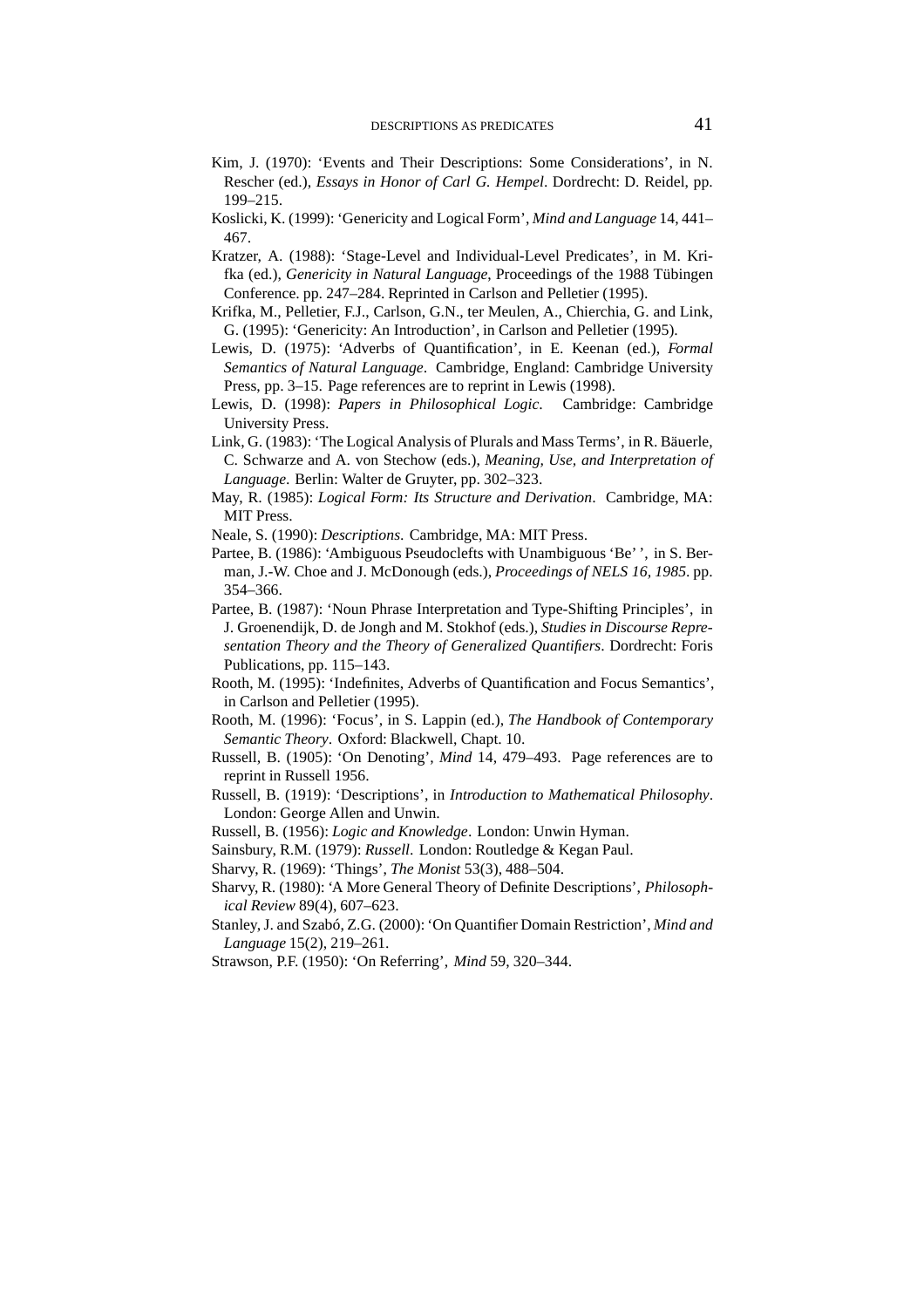Kim, J. (1970): 'Events and Their Descriptions: Some Considerations', in N. Rescher (ed.), *Essays in Honor of Carl G. Hempel*. Dordrecht: D. Reidel, pp. 199–215.

Koslicki, K. (1999): 'Genericity and Logical Form', *Mind and Language* 14, 441–467.

Kratzer, A. (1988): 'Stage-Level and Individual-Level Predicates', in M. Krifka (ed.), *Genericity in Natural Language*, Proceedings of the 1988 Tübingen Conference. pp. 247–284. Reprinted in Carlson and Pelletier (1995).

Krifka, M., Pelletier, F.J., Carlson, G.N., ter Meulen, A., Chierchia, G. and Link, G. (1995): 'Genericity: An Introduction', in Carlson and Pelletier (1995).

Lewis, D. (1975): 'Adverbs of Quantification', in E. Keenan (ed.), *Formal Semantics of Natural Language*. Cambridge, England: Cambridge University Press, pp. 3–15. Page references are to reprint in Lewis (1998).

Lewis, D. (1998): *Papers in Philosophical Logic*. Cambridge: Cambridge University Press.

Link, G. (1983): 'The Logical Analysis of Plurals and Mass Terms', in R. Bäuerle, C. Schwarze and A. von Stechow (eds.), *Meaning, Use, and Interpretation of Language*. Berlin: Walter de Gruyter, pp. 302–323.

May, R. (1985): *Logical Form: Its Structure and Derivation*. Cambridge, MA: MIT Press.

Neale, S. (1990): *Descriptions*. Cambridge, MA: MIT Press.

Partee, B. (1986): 'Ambiguous Pseudoclefts with Unambiguous 'Be' ', in S. Berman, J.-W. Choe and J. McDonough (eds.), *Proceedings of NELS 16, 1985*. pp. 354–366.

Partee, B. (1987): 'Noun Phrase Interpretation and Type-Shifting Principles', in J. Groenendijk, D. de Jongh and M. Stokhof (eds.), *Studies in Discourse Representation Theory and the Theory of Generalized Quantifiers*. Dordrecht: Foris Publications, pp. 115–143.

Rooth, M. (1995): 'Indefinites, Adverbs of Quantification and Focus Semantics', in Carlson and Pelletier (1995).

Rooth, M. (1996): 'Focus', in S. Lappin (ed.), *The Handbook of Contemporary Semantic Theory*. Oxford: Blackwell, Chapt. 10.

Russell, B. (1905): 'On Denoting', *Mind* 14, 479–493. Page references are to reprint in Russell 1956.

Russell, B. (1919): 'Descriptions', in *Introduction to Mathematical Philosophy*. London: George Allen and Unwin.

Russell, B. (1956): *Logic and Knowledge*. London: Unwin Hyman.

Sainsbury, R.M. (1979): *Russell*. London: Routledge & Kegan Paul.

Sharvy, R. (1969): 'Things', *The Monist* 53(3), 488–504.

Sharvy, R. (1980): 'A More General Theory of Definite Descriptions', *Philosophical Review* 89(4), 607–623.

Stanley, J. and Szabó, Z.G. (2000): 'On Quantifier Domain Restriction', *Mind and Language* 15(2), 219–261.

Strawson, P.F. (1950): 'On Referring', *Mind* 59, 320–344.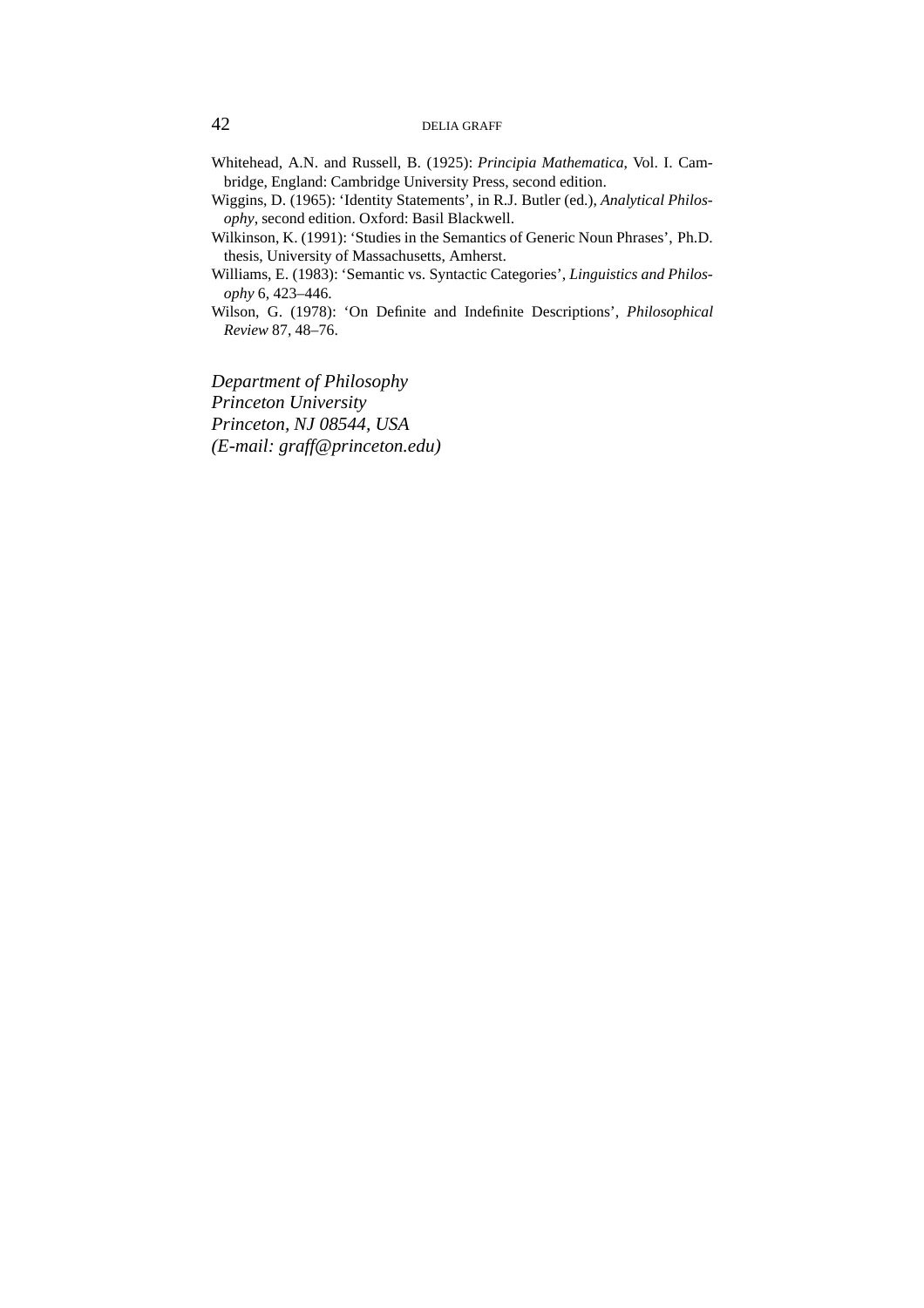Whitehead, A.N. and Russell, B. (1925): *Principia Mathematica*, Vol. I. Cambridge, England: Cambridge University Press, second edition.

Wiggins, D. (1965): 'Identity Statements', in R.J. Butler (ed.), *Analytical Philosophy*, second edition. Oxford: Basil Blackwell.

Wilkinson, K. (1991): 'Studies in the Semantics of Generic Noun Phrases', Ph.D. thesis, University of Massachusetts, Amherst.

Williams, E. (1983): 'Semantic vs. Syntactic Categories', *Linguistics and Philosophy* 6, 423–446.

Wilson, G. (1978): 'On Definite and Indefinite Descriptions', *Philosophical Review* 87, 48–76.

*Department of Philosophy*
*Princeton University*
*Princeton, NJ 08544, USA*
*(E-mail: graff@princeton.edu)*